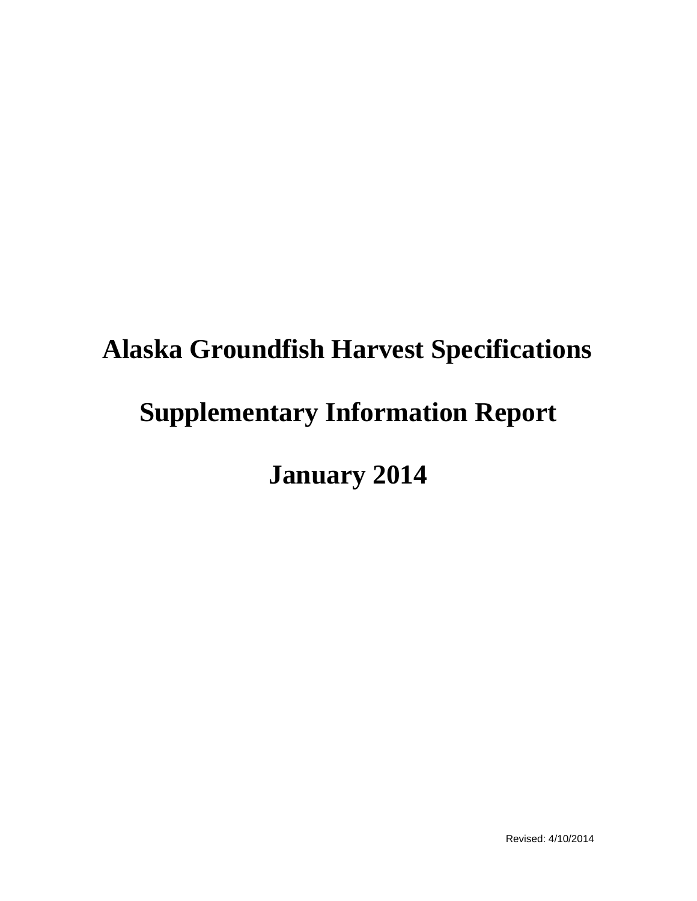# Alaska Groundfish Harvest Specifications

# Supplementary Information Report

# January 2014

Revised: 4/10/2014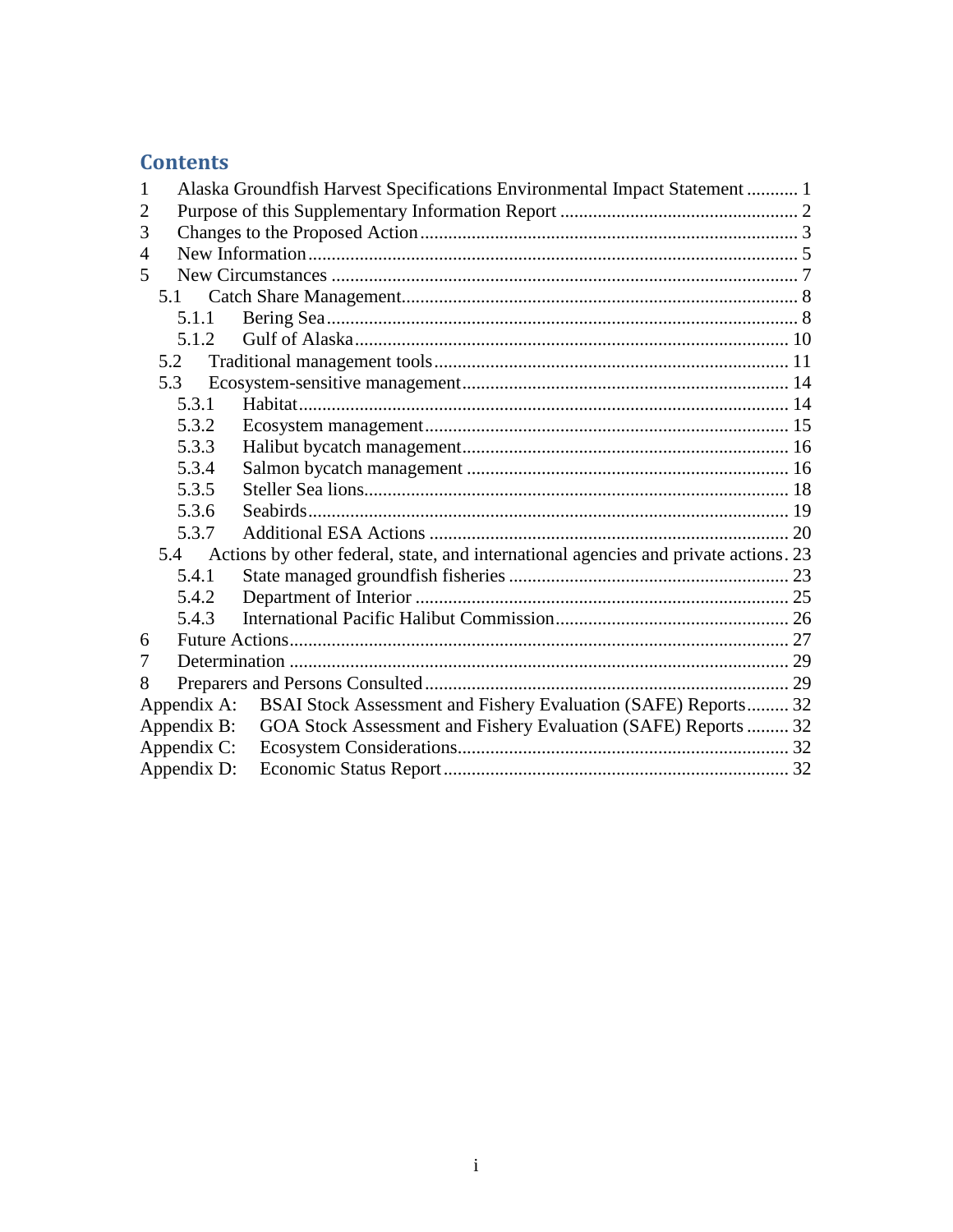## Contents

1 Alaska Groundfish Harvest Specifications Environmental Impact Statement ........... 1
2 Purpose of this Supplementary Information Report ........... 2
3 Changes to the Proposed Action ........... 3
4 New Information ........... 5
5 New Circumstances ........... 7
  5.1 Catch Share Management ........... 8
    5.1.1 Bering Sea ........... 8
    5.1.2 Gulf of Alaska ........... 10
  5.2 Traditional management tools ........... 11
  5.3 Ecosystem-sensitive management ........... 14
    5.3.1 Habitat ........... 14
    5.3.2 Ecosystem management ........... 15
    5.3.3 Halibut bycatch management ........... 16
    5.3.4 Salmon bycatch management ........... 16
    5.3.5 Steller Sea lions ........... 18
    5.3.6 Seabirds ........... 19
    5.3.7 Additional ESA Actions ........... 20
  5.4 Actions by other federal, state, and international agencies and private actions ........... 23
    5.4.1 State managed groundfish fisheries ........... 23
    5.4.2 Department of Interior ........... 25
    5.4.3 International Pacific Halibut Commission ........... 26
6 Future Actions ........... 27
7 Determination ........... 29
8 Preparers and Persons Consulted ........... 29
Appendix A: BSAI Stock Assessment and Fishery Evaluation (SAFE) Reports ........... 32
Appendix B: GOA Stock Assessment and Fishery Evaluation (SAFE) Reports ........... 32
Appendix C: Ecosystem Considerations ........... 32
Appendix D: Economic Status Report ........... 32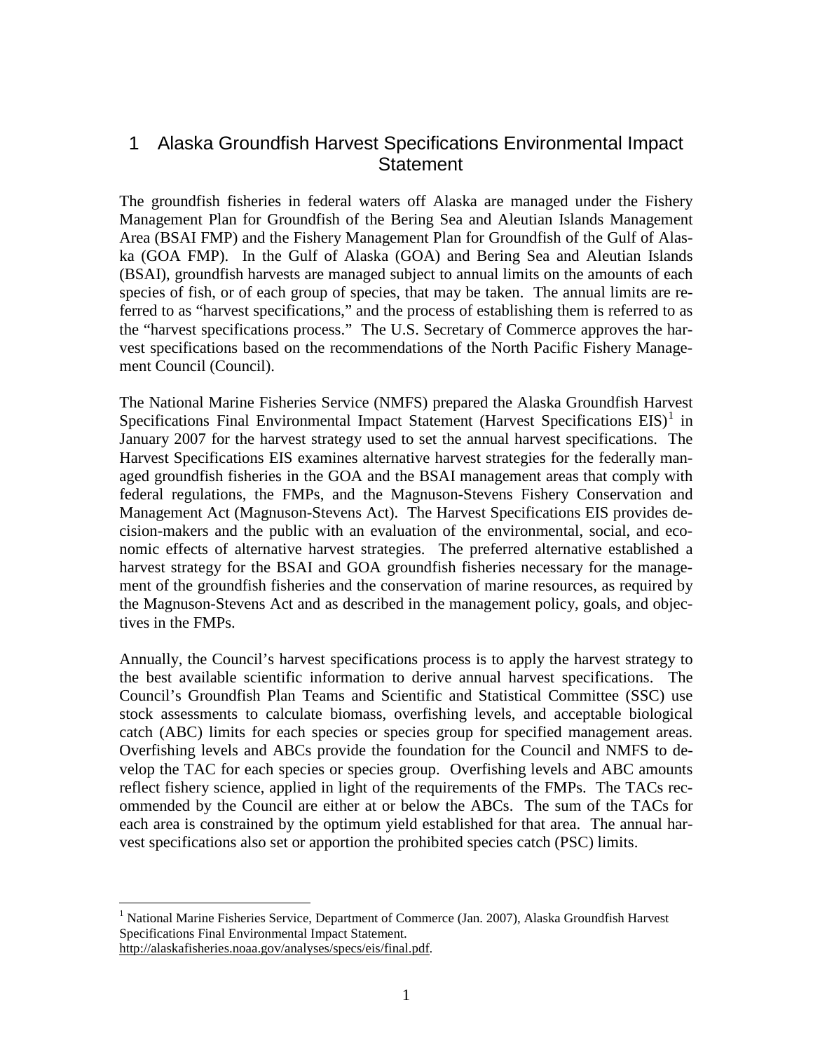# 1 Alaska Groundfish Harvest Specifications Environmental Impact Statement

The groundfish fisheries in federal waters off Alaska are managed under the Fishery Management Plan for Groundfish of the Bering Sea and Aleutian Islands Management Area (BSAI FMP) and the Fishery Management Plan for Groundfish of the Gulf of Alaska (GOA FMP). In the Gulf of Alaska (GOA) and Bering Sea and Aleutian Islands (BSAI), groundfish harvests are managed subject to annual limits on the amounts of each species of fish, or of each group of species, that may be taken. The annual limits are referred to as "harvest specifications," and the process of establishing them is referred to as the "harvest specifications process." The U.S. Secretary of Commerce approves the harvest specifications based on the recommendations of the North Pacific Fishery Management Council (Council).

The National Marine Fisheries Service (NMFS) prepared the Alaska Groundfish Harvest Specifications Final Environmental Impact Statement (Harvest Specifications EIS)[1] in January 2007 for the harvest strategy used to set the annual harvest specifications. The Harvest Specifications EIS examines alternative harvest strategies for the federally managed groundfish fisheries in the GOA and the BSAI management areas that comply with federal regulations, the FMPs, and the Magnuson-Stevens Fishery Conservation and Management Act (Magnuson-Stevens Act). The Harvest Specifications EIS provides decision-makers and the public with an evaluation of the environmental, social, and economic effects of alternative harvest strategies. The preferred alternative established a harvest strategy for the BSAI and GOA groundfish fisheries necessary for the management of the groundfish fisheries and the conservation of marine resources, as required by the Magnuson-Stevens Act and as described in the management policy, goals, and objectives in the FMPs.

Annually, the Council's harvest specifications process is to apply the harvest strategy to the best available scientific information to derive annual harvest specifications. The Council's Groundfish Plan Teams and Scientific and Statistical Committee (SSC) use stock assessments to calculate biomass, overfishing levels, and acceptable biological catch (ABC) limits for each species or species group for specified management areas. Overfishing levels and ABCs provide the foundation for the Council and NMFS to develop the TAC for each species or species group. Overfishing levels and ABC amounts reflect fishery science, applied in light of the requirements of the FMPs. The TACs recommended by the Council are either at or below the ABCs. The sum of the TACs for each area is constrained by the optimum yield established for that area. The annual harvest specifications also set or apportion the prohibited species catch (PSC) limits.

---

[1] National Marine Fisheries Service, Department of Commerce (Jan. 2007), Alaska Groundfish Harvest Specifications Final Environmental Impact Statement. http://alaskafisheries.noaa.gov/analyses/specs/eis/final.pdf.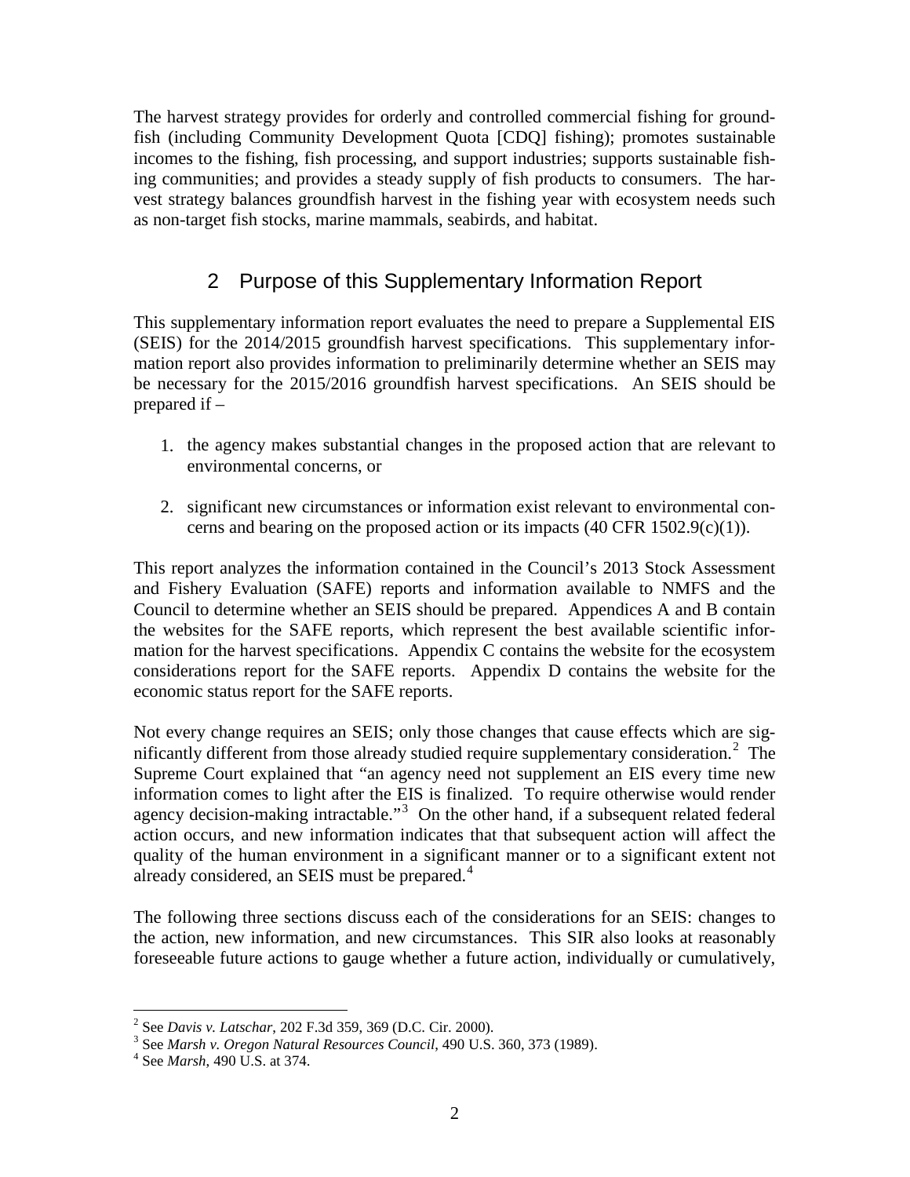The harvest strategy provides for orderly and controlled commercial fishing for groundfish (including Community Development Quota [CDQ] fishing); promotes sustainable incomes to the fishing, fish processing, and support industries; supports sustainable fishing communities; and provides a steady supply of fish products to consumers. The harvest strategy balances groundfish harvest in the fishing year with ecosystem needs such as non-target fish stocks, marine mammals, seabirds, and habitat.

## 2 Purpose of this Supplementary Information Report

This supplementary information report evaluates the need to prepare a Supplemental EIS (SEIS) for the 2014/2015 groundfish harvest specifications. This supplementary information report also provides information to preliminarily determine whether an SEIS may be necessary for the 2015/2016 groundfish harvest specifications. An SEIS should be prepared if –

1. the agency makes substantial changes in the proposed action that are relevant to environmental concerns, or

2. significant new circumstances or information exist relevant to environmental concerns and bearing on the proposed action or its impacts (40 CFR 1502.9(c)(1)).

This report analyzes the information contained in the Council's 2013 Stock Assessment and Fishery Evaluation (SAFE) reports and information available to NMFS and the Council to determine whether an SEIS should be prepared. Appendices A and B contain the websites for the SAFE reports, which represent the best available scientific information for the harvest specifications. Appendix C contains the website for the ecosystem considerations report for the SAFE reports. Appendix D contains the website for the economic status report for the SAFE reports.

Not every change requires an SEIS; only those changes that cause effects which are significantly different from those already studied require supplementary consideration.[2] The Supreme Court explained that "an agency need not supplement an EIS every time new information comes to light after the EIS is finalized. To require otherwise would render agency decision-making intractable."[3] On the other hand, if a subsequent related federal action occurs, and new information indicates that that subsequent action will affect the quality of the human environment in a significant manner or to a significant extent not already considered, an SEIS must be prepared.[4]

The following three sections discuss each of the considerations for an SEIS: changes to the action, new information, and new circumstances. This SIR also looks at reasonably foreseeable future actions to gauge whether a future action, individually or cumulatively,

---

[2] See *Davis v. Latschar*, 202 F.3d 359, 369 (D.C. Cir. 2000).

[3] See *Marsh v. Oregon Natural Resources Council*, 490 U.S. 360, 373 (1989).

[4] See *Marsh*, 490 U.S. at 374.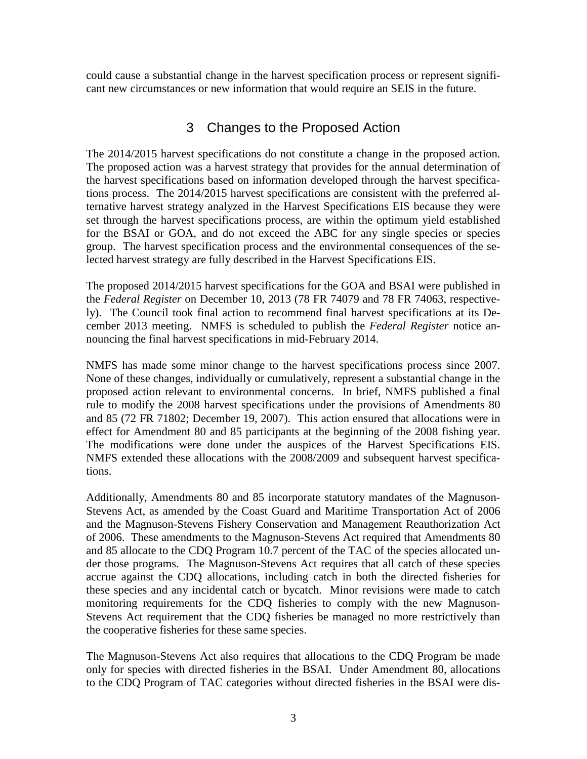could cause a substantial change in the harvest specification process or represent significant new circumstances or new information that would require an SEIS in the future.

# 3 Changes to the Proposed Action

The 2014/2015 harvest specifications do not constitute a change in the proposed action. The proposed action was a harvest strategy that provides for the annual determination of the harvest specifications based on information developed through the harvest specifications process. The 2014/2015 harvest specifications are consistent with the preferred alternative harvest strategy analyzed in the Harvest Specifications EIS because they were set through the harvest specifications process, are within the optimum yield established for the BSAI or GOA, and do not exceed the ABC for any single species or species group. The harvest specification process and the environmental consequences of the selected harvest strategy are fully described in the Harvest Specifications EIS.

The proposed 2014/2015 harvest specifications for the GOA and BSAI were published in the *Federal Register* on December 10, 2013 (78 FR 74079 and 78 FR 74063, respectively). The Council took final action to recommend final harvest specifications at its December 2013 meeting. NMFS is scheduled to publish the *Federal Register* notice announcing the final harvest specifications in mid-February 2014.

NMFS has made some minor change to the harvest specifications process since 2007. None of these changes, individually or cumulatively, represent a substantial change in the proposed action relevant to environmental concerns. In brief, NMFS published a final rule to modify the 2008 harvest specifications under the provisions of Amendments 80 and 85 (72 FR 71802; December 19, 2007). This action ensured that allocations were in effect for Amendment 80 and 85 participants at the beginning of the 2008 fishing year. The modifications were done under the auspices of the Harvest Specifications EIS. NMFS extended these allocations with the 2008/2009 and subsequent harvest specifications.

Additionally, Amendments 80 and 85 incorporate statutory mandates of the Magnuson-Stevens Act, as amended by the Coast Guard and Maritime Transportation Act of 2006 and the Magnuson-Stevens Fishery Conservation and Management Reauthorization Act of 2006. These amendments to the Magnuson-Stevens Act required that Amendments 80 and 85 allocate to the CDQ Program 10.7 percent of the TAC of the species allocated under those programs. The Magnuson-Stevens Act requires that all catch of these species accrue against the CDQ allocations, including catch in both the directed fisheries for these species and any incidental catch or bycatch. Minor revisions were made to catch monitoring requirements for the CDQ fisheries to comply with the new Magnuson-Stevens Act requirement that the CDQ fisheries be managed no more restrictively than the cooperative fisheries for these same species.

The Magnuson-Stevens Act also requires that allocations to the CDQ Program be made only for species with directed fisheries in the BSAI. Under Amendment 80, allocations to the CDQ Program of TAC categories without directed fisheries in the BSAI were dis-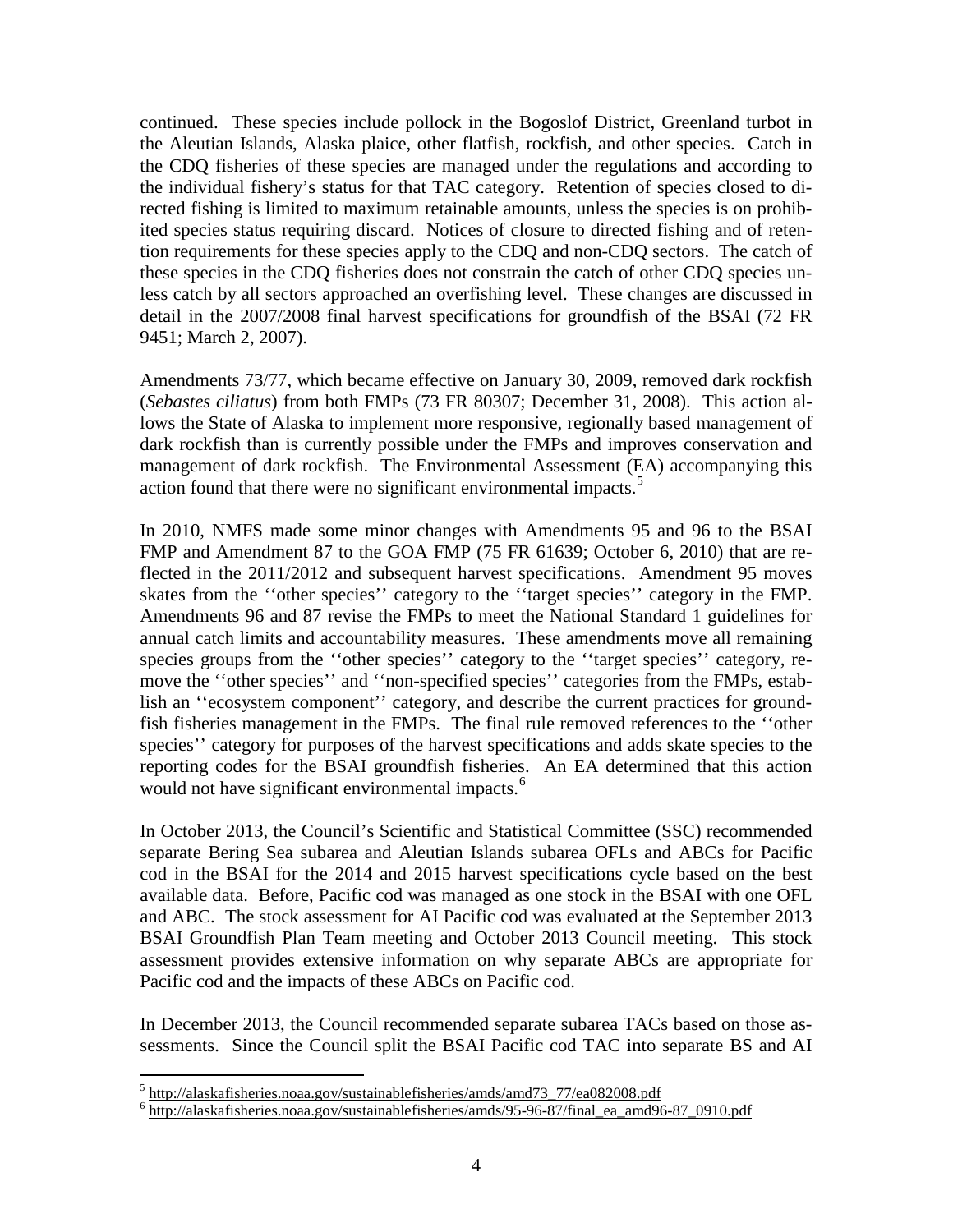continued. These species include pollock in the Bogoslof District, Greenland turbot in the Aleutian Islands, Alaska plaice, other flatfish, rockfish, and other species. Catch in the CDQ fisheries of these species are managed under the regulations and according to the individual fishery's status for that TAC category. Retention of species closed to directed fishing is limited to maximum retainable amounts, unless the species is on prohibited species status requiring discard. Notices of closure to directed fishing and of retention requirements for these species apply to the CDQ and non-CDQ sectors. The catch of these species in the CDQ fisheries does not constrain the catch of other CDQ species unless catch by all sectors approached an overfishing level. These changes are discussed in detail in the 2007/2008 final harvest specifications for groundfish of the BSAI (72 FR 9451; March 2, 2007).

Amendments 73/77, which became effective on January 30, 2009, removed dark rockfish (*Sebastes ciliatus*) from both FMPs (73 FR 80307; December 31, 2008). This action allows the State of Alaska to implement more responsive, regionally based management of dark rockfish than is currently possible under the FMPs and improves conservation and management of dark rockfish. The Environmental Assessment (EA) accompanying this action found that there were no significant environmental impacts.[5]

In 2010, NMFS made some minor changes with Amendments 95 and 96 to the BSAI FMP and Amendment 87 to the GOA FMP (75 FR 61639; October 6, 2010) that are reflected in the 2011/2012 and subsequent harvest specifications. Amendment 95 moves skates from the ''other species'' category to the ''target species'' category in the FMP. Amendments 96 and 87 revise the FMPs to meet the National Standard 1 guidelines for annual catch limits and accountability measures. These amendments move all remaining species groups from the ''other species'' category to the ''target species'' category, remove the ''other species'' and ''non-specified species'' categories from the FMPs, establish an ''ecosystem component'' category, and describe the current practices for groundfish fisheries management in the FMPs. The final rule removed references to the ''other species'' category for purposes of the harvest specifications and adds skate species to the reporting codes for the BSAI groundfish fisheries. An EA determined that this action would not have significant environmental impacts.[6]

In October 2013, the Council's Scientific and Statistical Committee (SSC) recommended separate Bering Sea subarea and Aleutian Islands subarea OFLs and ABCs for Pacific cod in the BSAI for the 2014 and 2015 harvest specifications cycle based on the best available data. Before, Pacific cod was managed as one stock in the BSAI with one OFL and ABC. The stock assessment for AI Pacific cod was evaluated at the September 2013 BSAI Groundfish Plan Team meeting and October 2013 Council meeting. This stock assessment provides extensive information on why separate ABCs are appropriate for Pacific cod and the impacts of these ABCs on Pacific cod.

In December 2013, the Council recommended separate subarea TACs based on those assessments. Since the Council split the BSAI Pacific cod TAC into separate BS and AI

[5] http://alaskafisheries.noaa.gov/sustainablefisheries/amds/amd73_77/ea082008.pdf

[6] http://alaskafisheries.noaa.gov/sustainablefisheries/amds/95-96-87/final_ea_amd96-87_0910.pdf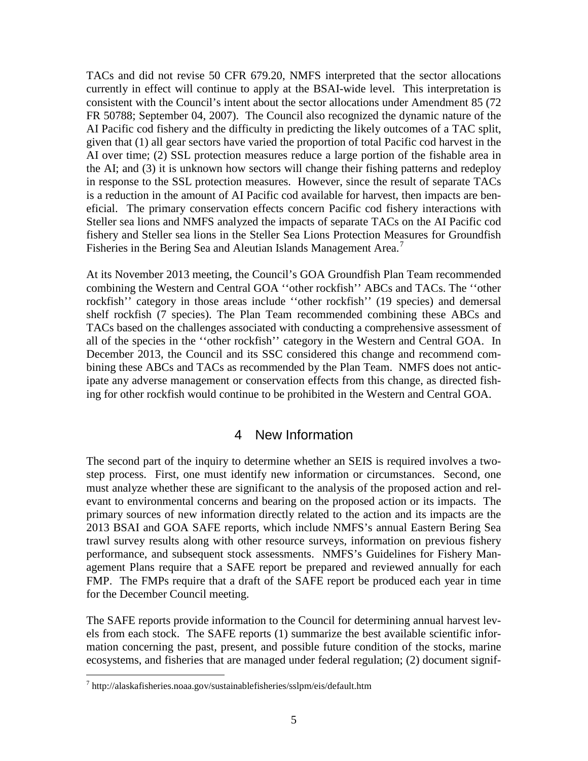TACs and did not revise 50 CFR 679.20, NMFS interpreted that the sector allocations currently in effect will continue to apply at the BSAI-wide level. This interpretation is consistent with the Council's intent about the sector allocations under Amendment 85 (72 FR 50788; September 04, 2007). The Council also recognized the dynamic nature of the AI Pacific cod fishery and the difficulty in predicting the likely outcomes of a TAC split, given that (1) all gear sectors have varied the proportion of total Pacific cod harvest in the AI over time; (2) SSL protection measures reduce a large portion of the fishable area in the AI; and (3) it is unknown how sectors will change their fishing patterns and redeploy in response to the SSL protection measures. However, since the result of separate TACs is a reduction in the amount of AI Pacific cod available for harvest, then impacts are beneficial. The primary conservation effects concern Pacific cod fishery interactions with Steller sea lions and NMFS analyzed the impacts of separate TACs on the AI Pacific cod fishery and Steller sea lions in the Steller Sea Lions Protection Measures for Groundfish Fisheries in the Bering Sea and Aleutian Islands Management Area.[7]

At its November 2013 meeting, the Council's GOA Groundfish Plan Team recommended combining the Western and Central GOA ''other rockfish'' ABCs and TACs. The ''other rockfish'' category in those areas include ''other rockfish'' (19 species) and demersal shelf rockfish (7 species). The Plan Team recommended combining these ABCs and TACs based on the challenges associated with conducting a comprehensive assessment of all of the species in the ''other rockfish'' category in the Western and Central GOA. In December 2013, the Council and its SSC considered this change and recommend combining these ABCs and TACs as recommended by the Plan Team. NMFS does not anticipate any adverse management or conservation effects from this change, as directed fishing for other rockfish would continue to be prohibited in the Western and Central GOA.

# 4 New Information

The second part of the inquiry to determine whether an SEIS is required involves a two-step process. First, one must identify new information or circumstances. Second, one must analyze whether these are significant to the analysis of the proposed action and relevant to environmental concerns and bearing on the proposed action or its impacts. The primary sources of new information directly related to the action and its impacts are the 2013 BSAI and GOA SAFE reports, which include NMFS's annual Eastern Bering Sea trawl survey results along with other resource surveys, information on previous fishery performance, and subsequent stock assessments. NMFS's Guidelines for Fishery Management Plans require that a SAFE report be prepared and reviewed annually for each FMP. The FMPs require that a draft of the SAFE report be produced each year in time for the December Council meeting.

The SAFE reports provide information to the Council for determining annual harvest levels from each stock. The SAFE reports (1) summarize the best available scientific information concerning the past, present, and possible future condition of the stocks, marine ecosystems, and fisheries that are managed under federal regulation; (2) document signif-

[7] http://alaskafisheries.noaa.gov/sustainablefisheries/sslpm/eis/default.htm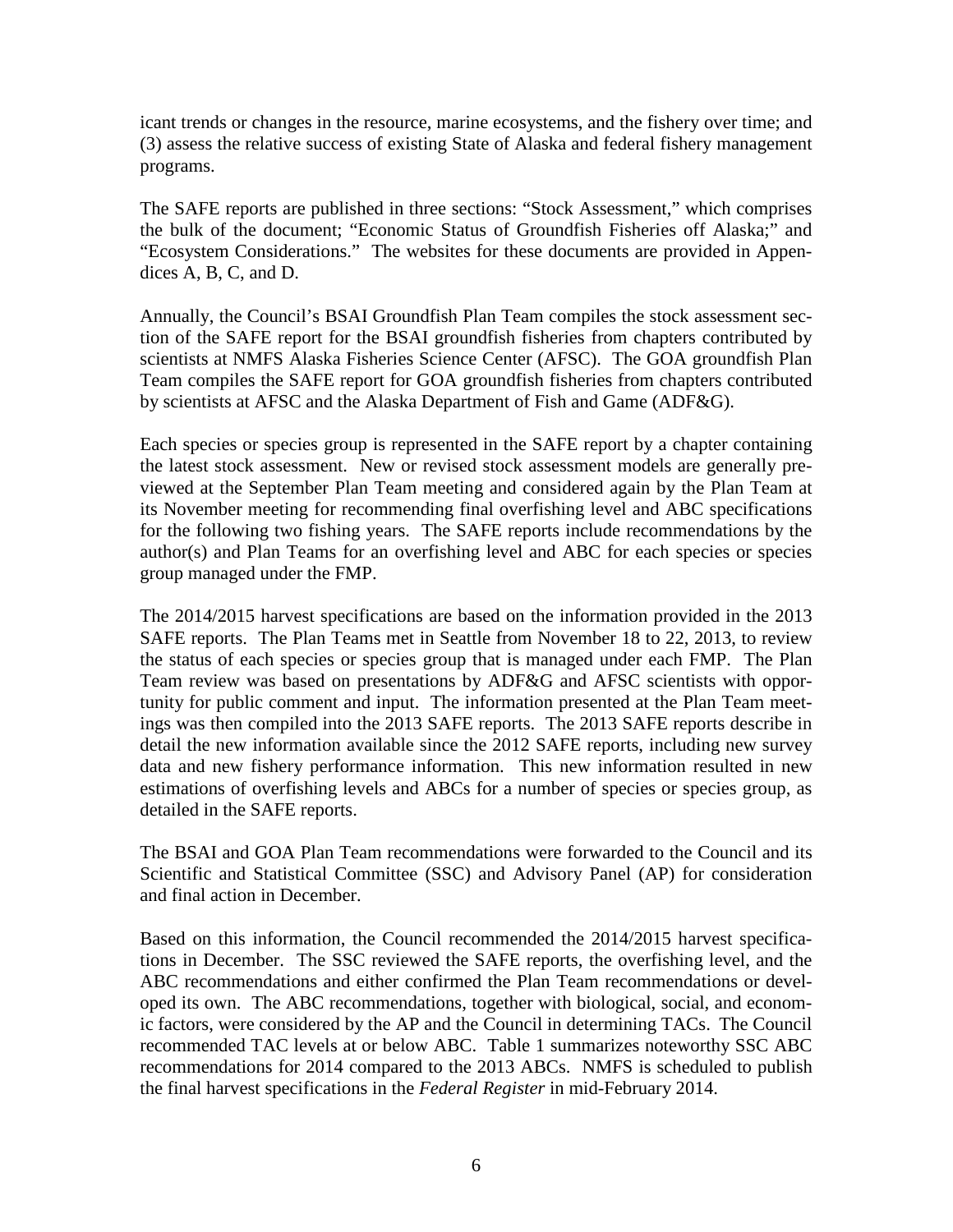icant trends or changes in the resource, marine ecosystems, and the fishery over time; and (3) assess the relative success of existing State of Alaska and federal fishery management programs.

The SAFE reports are published in three sections: "Stock Assessment," which comprises the bulk of the document; "Economic Status of Groundfish Fisheries off Alaska;" and "Ecosystem Considerations." The websites for these documents are provided in Appendices A, B, C, and D.

Annually, the Council's BSAI Groundfish Plan Team compiles the stock assessment section of the SAFE report for the BSAI groundfish fisheries from chapters contributed by scientists at NMFS Alaska Fisheries Science Center (AFSC). The GOA groundfish Plan Team compiles the SAFE report for GOA groundfish fisheries from chapters contributed by scientists at AFSC and the Alaska Department of Fish and Game (ADF&G).

Each species or species group is represented in the SAFE report by a chapter containing the latest stock assessment. New or revised stock assessment models are generally previewed at the September Plan Team meeting and considered again by the Plan Team at its November meeting for recommending final overfishing level and ABC specifications for the following two fishing years. The SAFE reports include recommendations by the author(s) and Plan Teams for an overfishing level and ABC for each species or species group managed under the FMP.

The 2014/2015 harvest specifications are based on the information provided in the 2013 SAFE reports. The Plan Teams met in Seattle from November 18 to 22, 2013, to review the status of each species or species group that is managed under each FMP. The Plan Team review was based on presentations by ADF&G and AFSC scientists with opportunity for public comment and input. The information presented at the Plan Team meetings was then compiled into the 2013 SAFE reports. The 2013 SAFE reports describe in detail the new information available since the 2012 SAFE reports, including new survey data and new fishery performance information. This new information resulted in new estimations of overfishing levels and ABCs for a number of species or species group, as detailed in the SAFE reports.

The BSAI and GOA Plan Team recommendations were forwarded to the Council and its Scientific and Statistical Committee (SSC) and Advisory Panel (AP) for consideration and final action in December.

Based on this information, the Council recommended the 2014/2015 harvest specifications in December. The SSC reviewed the SAFE reports, the overfishing level, and the ABC recommendations and either confirmed the Plan Team recommendations or developed its own. The ABC recommendations, together with biological, social, and economic factors, were considered by the AP and the Council in determining TACs. The Council recommended TAC levels at or below ABC. Table 1 summarizes noteworthy SSC ABC recommendations for 2014 compared to the 2013 ABCs. NMFS is scheduled to publish the final harvest specifications in the *Federal Register* in mid-February 2014.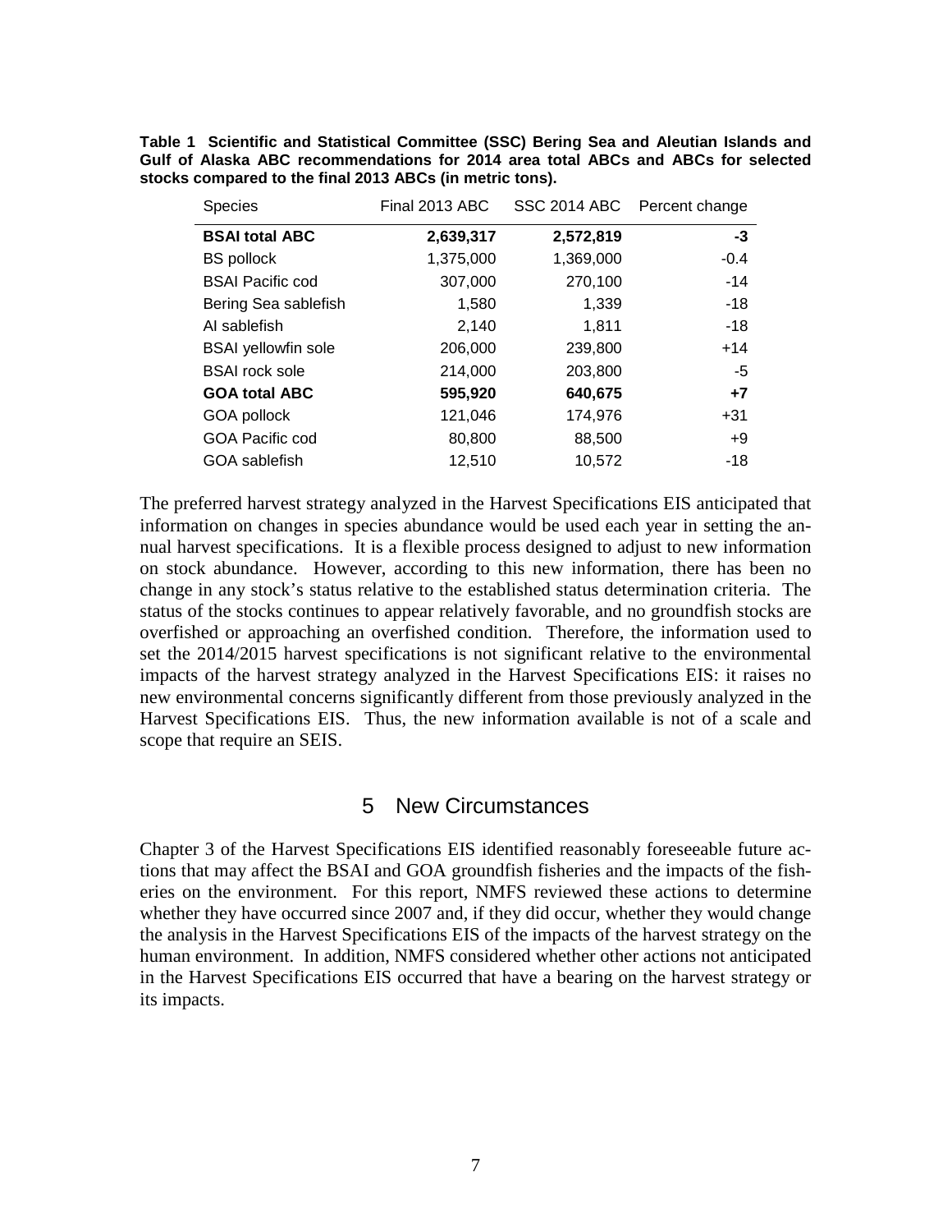**Table 1 Scientific and Statistical Committee (SSC) Bering Sea and Aleutian Islands and Gulf of Alaska ABC recommendations for 2014 area total ABCs and ABCs for selected stocks compared to the final 2013 ABCs (in metric tons).**

| Species | Final 2013 ABC | SSC 2014 ABC | Percent change |
|---|---|---|---|
| **BSAI total ABC** | **2,639,317** | **2,572,819** | **-3** |
| BS pollock | 1,375,000 | 1,369,000 | -0.4 |
| BSAI Pacific cod | 307,000 | 270,100 | -14 |
| Bering Sea sablefish | 1,580 | 1,339 | -18 |
| AI sablefish | 2,140 | 1,811 | -18 |
| BSAI yellowfin sole | 206,000 | 239,800 | +14 |
| BSAI rock sole | 214,000 | 203,800 | -5 |
| **GOA total ABC** | **595,920** | **640,675** | **+7** |
| GOA pollock | 121,046 | 174,976 | +31 |
| GOA Pacific cod | 80,800 | 88,500 | +9 |
| GOA sablefish | 12,510 | 10,572 | -18 |

The preferred harvest strategy analyzed in the Harvest Specifications EIS anticipated that information on changes in species abundance would be used each year in setting the annual harvest specifications. It is a flexible process designed to adjust to new information on stock abundance. However, according to this new information, there has been no change in any stock's status relative to the established status determination criteria. The status of the stocks continues to appear relatively favorable, and no groundfish stocks are overfished or approaching an overfished condition. Therefore, the information used to set the 2014/2015 harvest specifications is not significant relative to the environmental impacts of the harvest strategy analyzed in the Harvest Specifications EIS: it raises no new environmental concerns significantly different from those previously analyzed in the Harvest Specifications EIS. Thus, the new information available is not of a scale and scope that require an SEIS.

# 5 New Circumstances

Chapter 3 of the Harvest Specifications EIS identified reasonably foreseeable future actions that may affect the BSAI and GOA groundfish fisheries and the impacts of the fisheries on the environment. For this report, NMFS reviewed these actions to determine whether they have occurred since 2007 and, if they did occur, whether they would change the analysis in the Harvest Specifications EIS of the impacts of the harvest strategy on the human environment. In addition, NMFS considered whether other actions not anticipated in the Harvest Specifications EIS occurred that have a bearing on the harvest strategy or its impacts.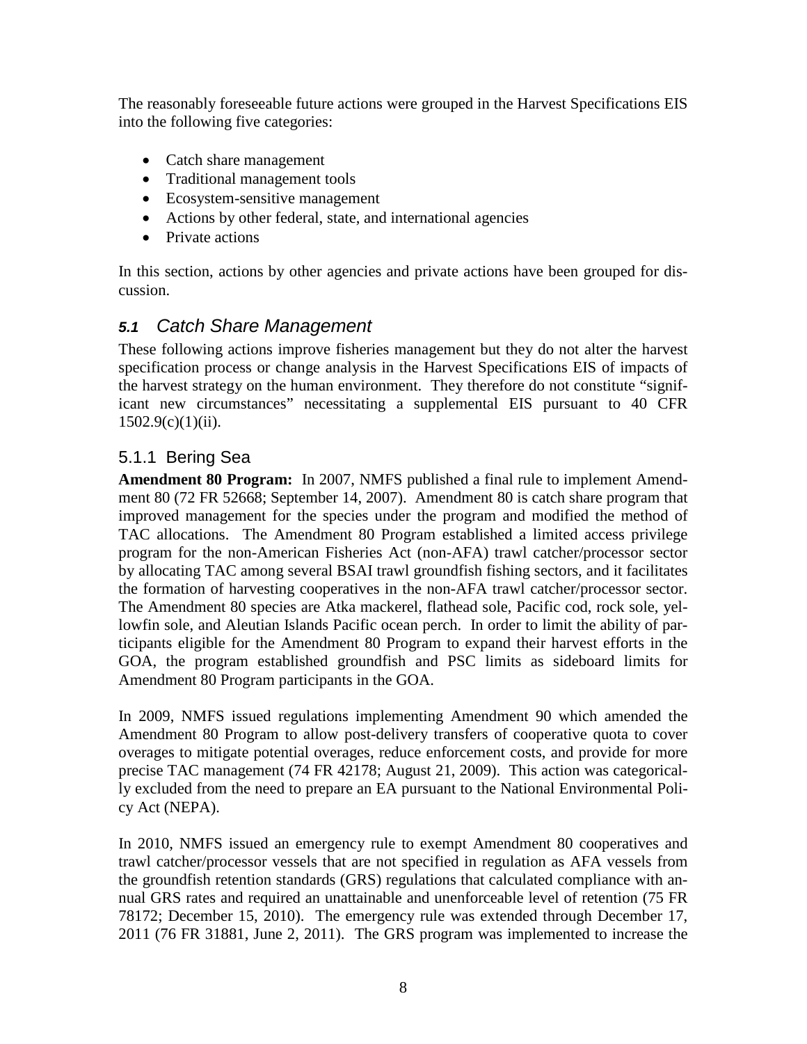The reasonably foreseeable future actions were grouped in the Harvest Specifications EIS into the following five categories:

- Catch share management
- Traditional management tools
- Ecosystem-sensitive management
- Actions by other federal, state, and international agencies
- Private actions

In this section, actions by other agencies and private actions have been grouped for discussion.

## *5.1 Catch Share Management*

These following actions improve fisheries management but they do not alter the harvest specification process or change analysis in the Harvest Specifications EIS of impacts of the harvest strategy on the human environment. They therefore do not constitute "significant new circumstances" necessitating a supplemental EIS pursuant to 40 CFR 1502.9(c)(1)(ii).

### 5.1.1 Bering Sea

**Amendment 80 Program:** In 2007, NMFS published a final rule to implement Amendment 80 (72 FR 52668; September 14, 2007). Amendment 80 is catch share program that improved management for the species under the program and modified the method of TAC allocations. The Amendment 80 Program established a limited access privilege program for the non-American Fisheries Act (non-AFA) trawl catcher/processor sector by allocating TAC among several BSAI trawl groundfish fishing sectors, and it facilitates the formation of harvesting cooperatives in the non-AFA trawl catcher/processor sector. The Amendment 80 species are Atka mackerel, flathead sole, Pacific cod, rock sole, yellowfin sole, and Aleutian Islands Pacific ocean perch. In order to limit the ability of participants eligible for the Amendment 80 Program to expand their harvest efforts in the GOA, the program established groundfish and PSC limits as sideboard limits for Amendment 80 Program participants in the GOA.

In 2009, NMFS issued regulations implementing Amendment 90 which amended the Amendment 80 Program to allow post-delivery transfers of cooperative quota to cover overages to mitigate potential overages, reduce enforcement costs, and provide for more precise TAC management (74 FR 42178; August 21, 2009). This action was categorically excluded from the need to prepare an EA pursuant to the National Environmental Policy Act (NEPA).

In 2010, NMFS issued an emergency rule to exempt Amendment 80 cooperatives and trawl catcher/processor vessels that are not specified in regulation as AFA vessels from the groundfish retention standards (GRS) regulations that calculated compliance with annual GRS rates and required an unattainable and unenforceable level of retention (75 FR 78172; December 15, 2010). The emergency rule was extended through December 17, 2011 (76 FR 31881, June 2, 2011). The GRS program was implemented to increase the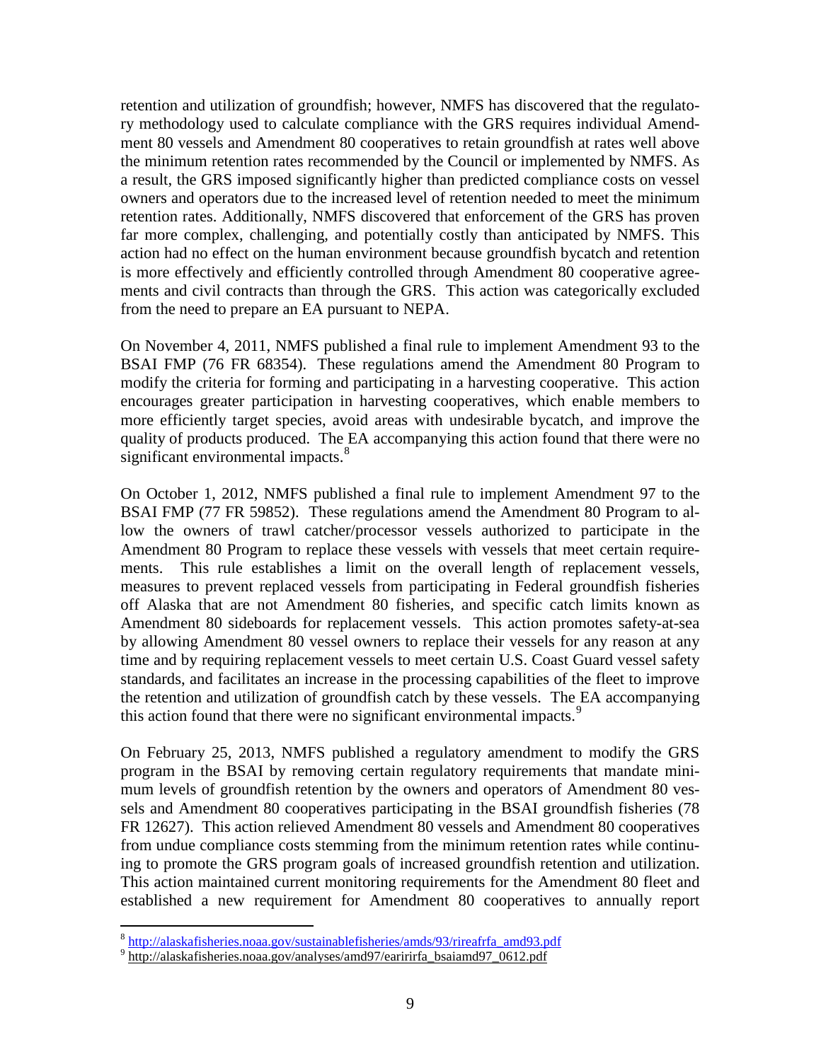retention and utilization of groundfish; however, NMFS has discovered that the regulatory methodology used to calculate compliance with the GRS requires individual Amendment 80 vessels and Amendment 80 cooperatives to retain groundfish at rates well above the minimum retention rates recommended by the Council or implemented by NMFS. As a result, the GRS imposed significantly higher than predicted compliance costs on vessel owners and operators due to the increased level of retention needed to meet the minimum retention rates. Additionally, NMFS discovered that enforcement of the GRS has proven far more complex, challenging, and potentially costly than anticipated by NMFS. This action had no effect on the human environment because groundfish bycatch and retention is more effectively and efficiently controlled through Amendment 80 cooperative agreements and civil contracts than through the GRS. This action was categorically excluded from the need to prepare an EA pursuant to NEPA.

On November 4, 2011, NMFS published a final rule to implement Amendment 93 to the BSAI FMP (76 FR 68354). These regulations amend the Amendment 80 Program to modify the criteria for forming and participating in a harvesting cooperative. This action encourages greater participation in harvesting cooperatives, which enable members to more efficiently target species, avoid areas with undesirable bycatch, and improve the quality of products produced. The EA accompanying this action found that there were no significant environmental impacts.[8]

On October 1, 2012, NMFS published a final rule to implement Amendment 97 to the BSAI FMP (77 FR 59852). These regulations amend the Amendment 80 Program to allow the owners of trawl catcher/processor vessels authorized to participate in the Amendment 80 Program to replace these vessels with vessels that meet certain requirements. This rule establishes a limit on the overall length of replacement vessels, measures to prevent replaced vessels from participating in Federal groundfish fisheries off Alaska that are not Amendment 80 fisheries, and specific catch limits known as Amendment 80 sideboards for replacement vessels. This action promotes safety-at-sea by allowing Amendment 80 vessel owners to replace their vessels for any reason at any time and by requiring replacement vessels to meet certain U.S. Coast Guard vessel safety standards, and facilitates an increase in the processing capabilities of the fleet to improve the retention and utilization of groundfish catch by these vessels. The EA accompanying this action found that there were no significant environmental impacts.[9]

On February 25, 2013, NMFS published a regulatory amendment to modify the GRS program in the BSAI by removing certain regulatory requirements that mandate minimum levels of groundfish retention by the owners and operators of Amendment 80 vessels and Amendment 80 cooperatives participating in the BSAI groundfish fisheries (78 FR 12627). This action relieved Amendment 80 vessels and Amendment 80 cooperatives from undue compliance costs stemming from the minimum retention rates while continuing to promote the GRS program goals of increased groundfish retention and utilization. This action maintained current monitoring requirements for the Amendment 80 fleet and established a new requirement for Amendment 80 cooperatives to annually report

---

[8] http://alaskafisheries.noaa.gov/sustainablefisheries/amds/93/rireafrfa_amd93.pdf

[9] http://alaskafisheries.noaa.gov/analyses/amd97/earirirfa_bsaiamd97_0612.pdf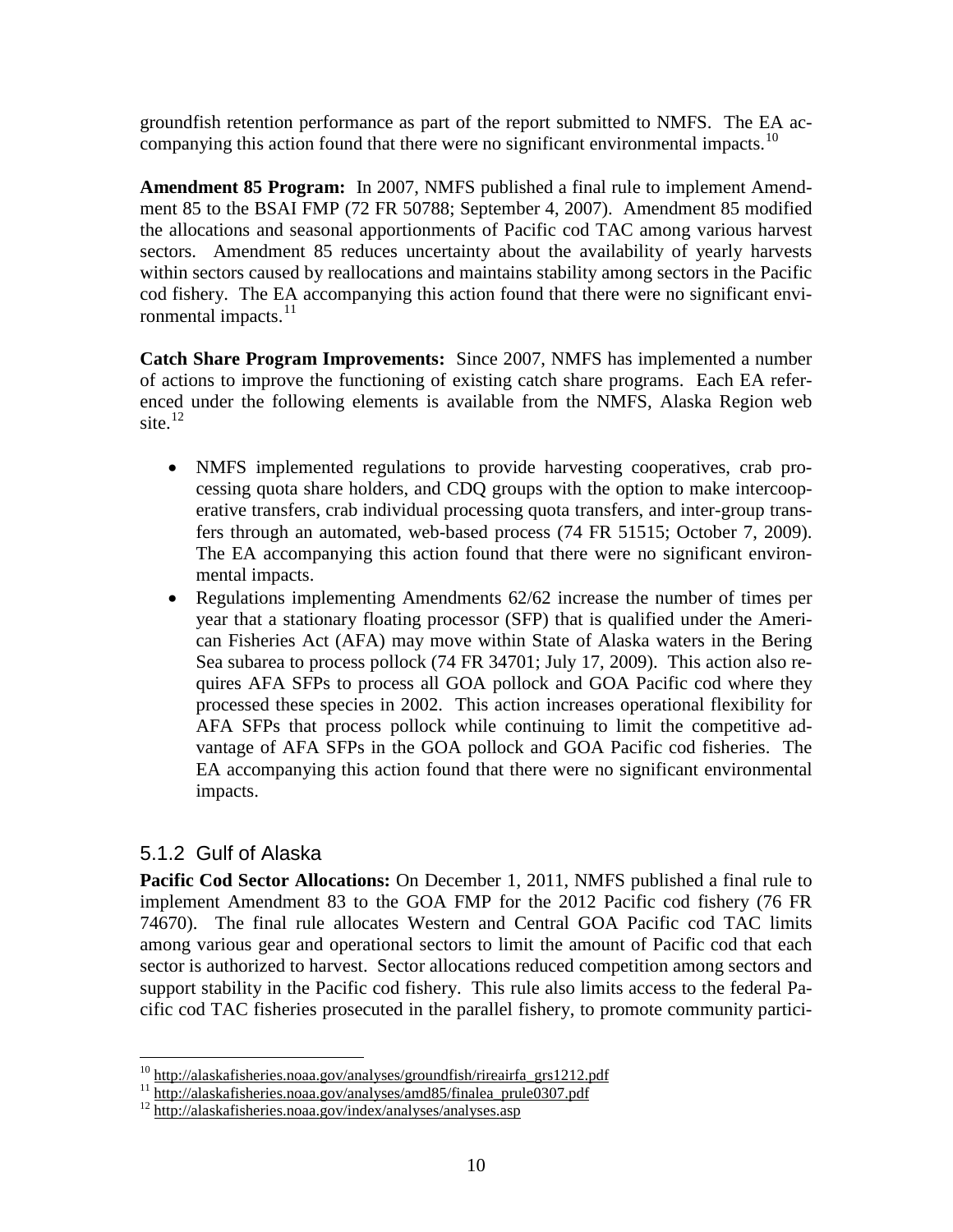groundfish retention performance as part of the report submitted to NMFS. The EA accompanying this action found that there were no significant environmental impacts.[10]

**Amendment 85 Program:** In 2007, NMFS published a final rule to implement Amendment 85 to the BSAI FMP (72 FR 50788; September 4, 2007). Amendment 85 modified the allocations and seasonal apportionments of Pacific cod TAC among various harvest sectors. Amendment 85 reduces uncertainty about the availability of yearly harvests within sectors caused by reallocations and maintains stability among sectors in the Pacific cod fishery. The EA accompanying this action found that there were no significant environmental impacts.[11]

**Catch Share Program Improvements:** Since 2007, NMFS has implemented a number of actions to improve the functioning of existing catch share programs. Each EA referenced under the following elements is available from the NMFS, Alaska Region web site.[12]

- NMFS implemented regulations to provide harvesting cooperatives, crab processing quota share holders, and CDQ groups with the option to make intercooperative transfers, crab individual processing quota transfers, and inter-group transfers through an automated, web-based process (74 FR 51515; October 7, 2009). The EA accompanying this action found that there were no significant environmental impacts.
- Regulations implementing Amendments 62/62 increase the number of times per year that a stationary floating processor (SFP) that is qualified under the American Fisheries Act (AFA) may move within State of Alaska waters in the Bering Sea subarea to process pollock (74 FR 34701; July 17, 2009). This action also requires AFA SFPs to process all GOA pollock and GOA Pacific cod where they processed these species in 2002. This action increases operational flexibility for AFA SFPs that process pollock while continuing to limit the competitive advantage of AFA SFPs in the GOA pollock and GOA Pacific cod fisheries. The EA accompanying this action found that there were no significant environmental impacts.

### 5.1.2 Gulf of Alaska

**Pacific Cod Sector Allocations:** On December 1, 2011, NMFS published a final rule to implement Amendment 83 to the GOA FMP for the 2012 Pacific cod fishery (76 FR 74670). The final rule allocates Western and Central GOA Pacific cod TAC limits among various gear and operational sectors to limit the amount of Pacific cod that each sector is authorized to harvest. Sector allocations reduced competition among sectors and support stability in the Pacific cod fishery. This rule also limits access to the federal Pacific cod TAC fisheries prosecuted in the parallel fishery, to promote community partici-

[10] http://alaskafisheries.noaa.gov/analyses/groundfish/rireairfa_grs1212.pdf
[11] http://alaskafisheries.noaa.gov/analyses/amd85/finalea_prule0307.pdf
[12] http://alaskafisheries.noaa.gov/index/analyses/analyses.asp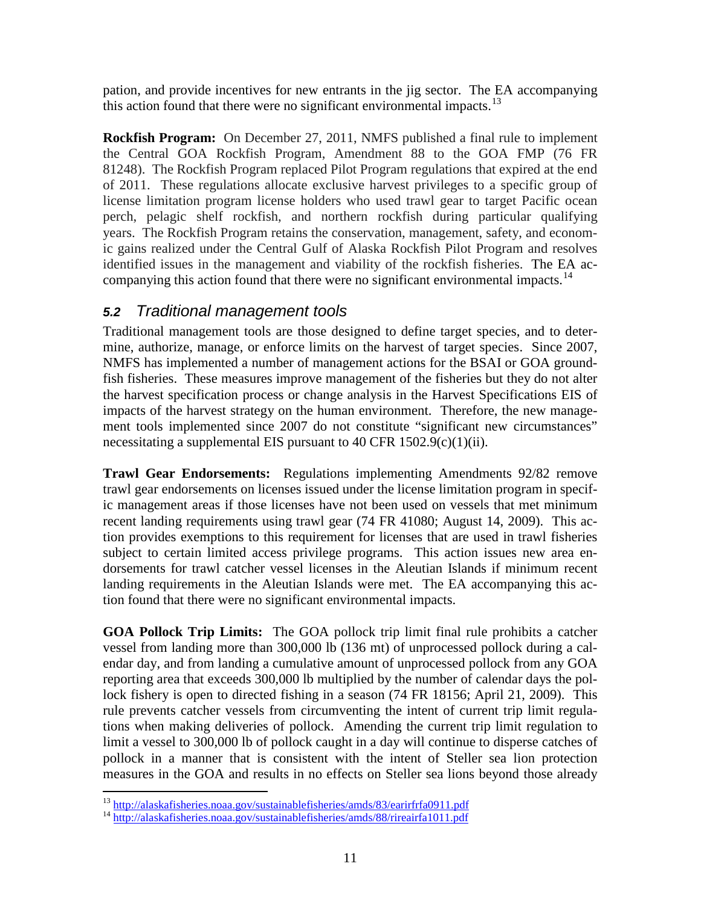pation, and provide incentives for new entrants in the jig sector. The EA accompanying this action found that there were no significant environmental impacts.[13]

**Rockfish Program:** On December 27, 2011, NMFS published a final rule to implement the Central GOA Rockfish Program, Amendment 88 to the GOA FMP (76 FR 81248). The Rockfish Program replaced Pilot Program regulations that expired at the end of 2011. These regulations allocate exclusive harvest privileges to a specific group of license limitation program license holders who used trawl gear to target Pacific ocean perch, pelagic shelf rockfish, and northern rockfish during particular qualifying years. The Rockfish Program retains the conservation, management, safety, and economic gains realized under the Central Gulf of Alaska Rockfish Pilot Program and resolves identified issues in the management and viability of the rockfish fisheries. The EA accompanying this action found that there were no significant environmental impacts.[14]

## *5.2 Traditional management tools*

Traditional management tools are those designed to define target species, and to determine, authorize, manage, or enforce limits on the harvest of target species. Since 2007, NMFS has implemented a number of management actions for the BSAI or GOA groundfish fisheries. These measures improve management of the fisheries but they do not alter the harvest specification process or change analysis in the Harvest Specifications EIS of impacts of the harvest strategy on the human environment. Therefore, the new management tools implemented since 2007 do not constitute "significant new circumstances" necessitating a supplemental EIS pursuant to 40 CFR 1502.9(c)(1)(ii).

**Trawl Gear Endorsements:** Regulations implementing Amendments 92/82 remove trawl gear endorsements on licenses issued under the license limitation program in specific management areas if those licenses have not been used on vessels that met minimum recent landing requirements using trawl gear (74 FR 41080; August 14, 2009). This action provides exemptions to this requirement for licenses that are used in trawl fisheries subject to certain limited access privilege programs. This action issues new area endorsements for trawl catcher vessel licenses in the Aleutian Islands if minimum recent landing requirements in the Aleutian Islands were met. The EA accompanying this action found that there were no significant environmental impacts.

**GOA Pollock Trip Limits:** The GOA pollock trip limit final rule prohibits a catcher vessel from landing more than 300,000 lb (136 mt) of unprocessed pollock during a calendar day, and from landing a cumulative amount of unprocessed pollock from any GOA reporting area that exceeds 300,000 lb multiplied by the number of calendar days the pollock fishery is open to directed fishing in a season (74 FR 18156; April 21, 2009). This rule prevents catcher vessels from circumventing the intent of current trip limit regulations when making deliveries of pollock. Amending the current trip limit regulation to limit a vessel to 300,000 lb of pollock caught in a day will continue to disperse catches of pollock in a manner that is consistent with the intent of Steller sea lion protection measures in the GOA and results in no effects on Steller sea lions beyond those already

---

[13] http://alaskafisheries.noaa.gov/sustainablefisheries/amds/83/earirfrfa0911.pdf

[14] http://alaskafisheries.noaa.gov/sustainablefisheries/amds/88/rireairfa1011.pdf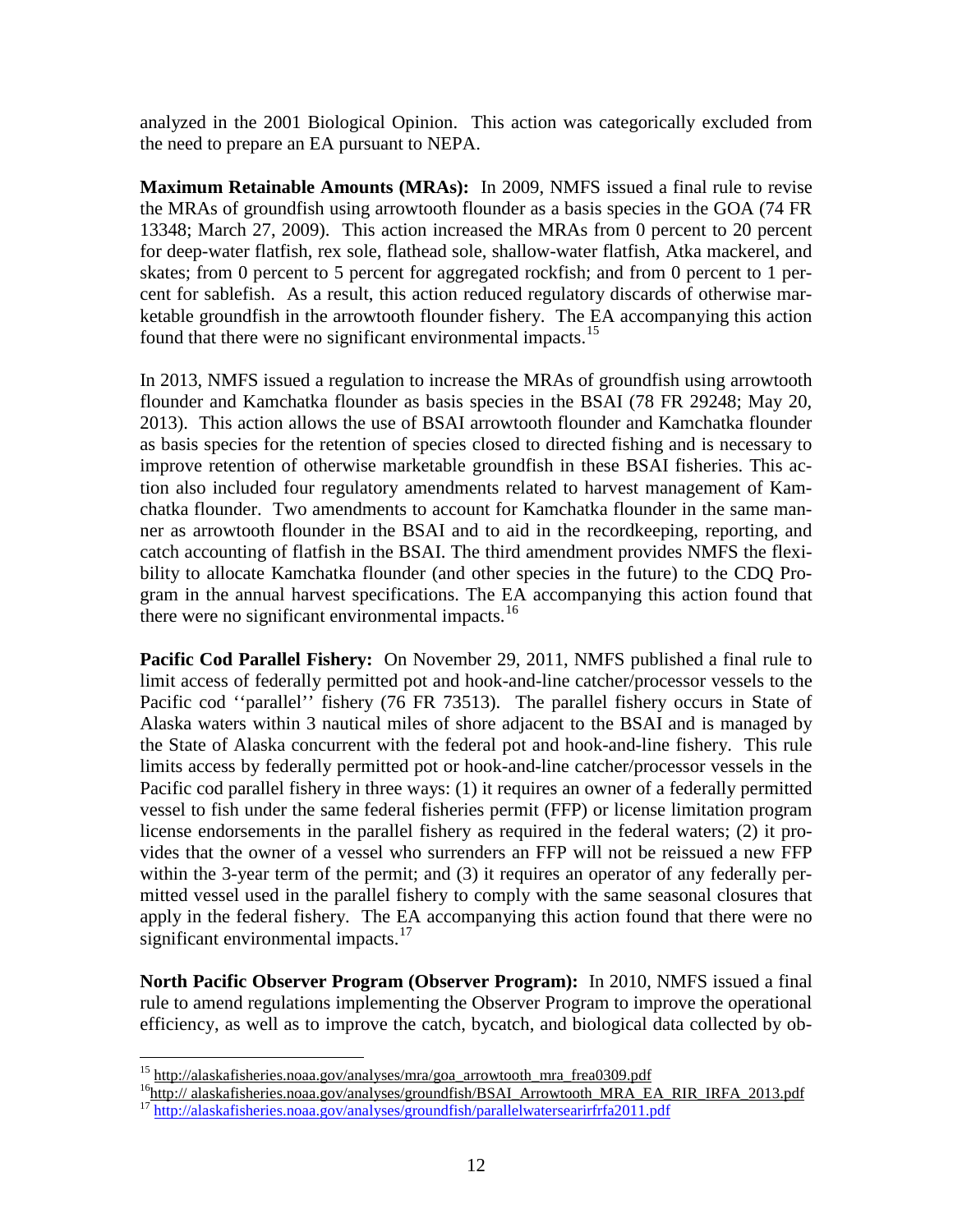analyzed in the 2001 Biological Opinion. This action was categorically excluded from the need to prepare an EA pursuant to NEPA.

**Maximum Retainable Amounts (MRAs):** In 2009, NMFS issued a final rule to revise the MRAs of groundfish using arrowtooth flounder as a basis species in the GOA (74 FR 13348; March 27, 2009). This action increased the MRAs from 0 percent to 20 percent for deep-water flatfish, rex sole, flathead sole, shallow-water flatfish, Atka mackerel, and skates; from 0 percent to 5 percent for aggregated rockfish; and from 0 percent to 1 percent for sablefish. As a result, this action reduced regulatory discards of otherwise marketable groundfish in the arrowtooth flounder fishery. The EA accompanying this action found that there were no significant environmental impacts.[15]

In 2013, NMFS issued a regulation to increase the MRAs of groundfish using arrowtooth flounder and Kamchatka flounder as basis species in the BSAI (78 FR 29248; May 20, 2013). This action allows the use of BSAI arrowtooth flounder and Kamchatka flounder as basis species for the retention of species closed to directed fishing and is necessary to improve retention of otherwise marketable groundfish in these BSAI fisheries. This action also included four regulatory amendments related to harvest management of Kamchatka flounder. Two amendments to account for Kamchatka flounder in the same manner as arrowtooth flounder in the BSAI and to aid in the recordkeeping, reporting, and catch accounting of flatfish in the BSAI. The third amendment provides NMFS the flexibility to allocate Kamchatka flounder (and other species in the future) to the CDQ Program in the annual harvest specifications. The EA accompanying this action found that there were no significant environmental impacts.[16]

**Pacific Cod Parallel Fishery:** On November 29, 2011, NMFS published a final rule to limit access of federally permitted pot and hook-and-line catcher/processor vessels to the Pacific cod ''parallel'' fishery (76 FR 73513). The parallel fishery occurs in State of Alaska waters within 3 nautical miles of shore adjacent to the BSAI and is managed by the State of Alaska concurrent with the federal pot and hook-and-line fishery. This rule limits access by federally permitted pot or hook-and-line catcher/processor vessels in the Pacific cod parallel fishery in three ways: (1) it requires an owner of a federally permitted vessel to fish under the same federal fisheries permit (FFP) or license limitation program license endorsements in the parallel fishery as required in the federal waters; (2) it provides that the owner of a vessel who surrenders an FFP will not be reissued a new FFP within the 3-year term of the permit; and (3) it requires an operator of any federally permitted vessel used in the parallel fishery to comply with the same seasonal closures that apply in the federal fishery. The EA accompanying this action found that there were no significant environmental impacts.[17]

**North Pacific Observer Program (Observer Program):** In 2010, NMFS issued a final rule to amend regulations implementing the Observer Program to improve the operational efficiency, as well as to improve the catch, bycatch, and biological data collected by ob-

---

[15] http://alaskafisheries.noaa.gov/analyses/mra/goa_arrowtooth_mra_frea0309.pdf

[16] http:// alaskafisheries.noaa.gov/analyses/groundfish/BSAI_Arrowtooth_MRA_EA_RIR_IRFA_2013.pdf

[17] http://alaskafisheries.noaa.gov/analyses/groundfish/parallelwatersearirfrfa2011.pdf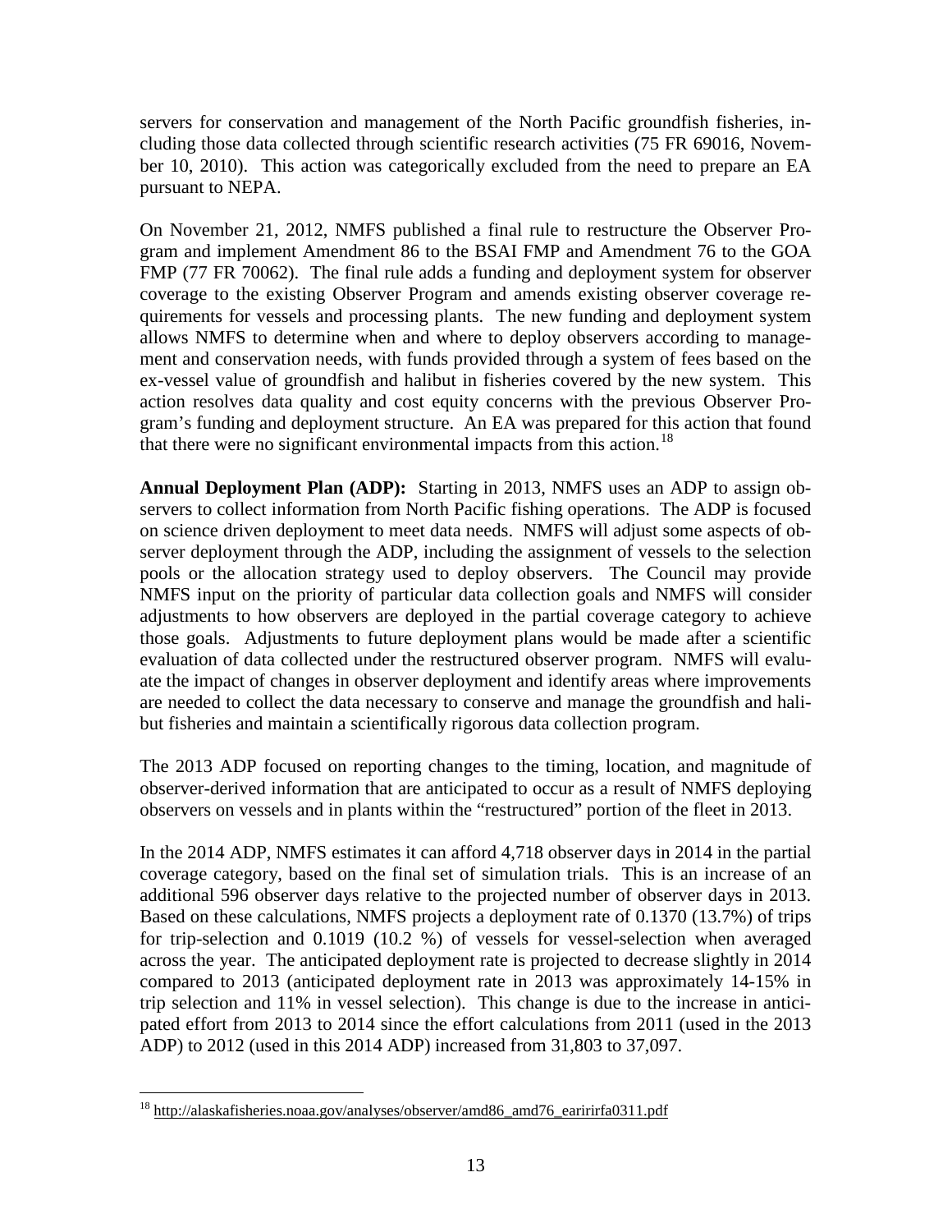servers for conservation and management of the North Pacific groundfish fisheries, including those data collected through scientific research activities (75 FR 69016, November 10, 2010). This action was categorically excluded from the need to prepare an EA pursuant to NEPA.

On November 21, 2012, NMFS published a final rule to restructure the Observer Program and implement Amendment 86 to the BSAI FMP and Amendment 76 to the GOA FMP (77 FR 70062). The final rule adds a funding and deployment system for observer coverage to the existing Observer Program and amends existing observer coverage requirements for vessels and processing plants. The new funding and deployment system allows NMFS to determine when and where to deploy observers according to management and conservation needs, with funds provided through a system of fees based on the ex-vessel value of groundfish and halibut in fisheries covered by the new system. This action resolves data quality and cost equity concerns with the previous Observer Program's funding and deployment structure. An EA was prepared for this action that found that there were no significant environmental impacts from this action.[18]

**Annual Deployment Plan (ADP):** Starting in 2013, NMFS uses an ADP to assign observers to collect information from North Pacific fishing operations. The ADP is focused on science driven deployment to meet data needs. NMFS will adjust some aspects of observer deployment through the ADP, including the assignment of vessels to the selection pools or the allocation strategy used to deploy observers. The Council may provide NMFS input on the priority of particular data collection goals and NMFS will consider adjustments to how observers are deployed in the partial coverage category to achieve those goals. Adjustments to future deployment plans would be made after a scientific evaluation of data collected under the restructured observer program. NMFS will evaluate the impact of changes in observer deployment and identify areas where improvements are needed to collect the data necessary to conserve and manage the groundfish and halibut fisheries and maintain a scientifically rigorous data collection program.

The 2013 ADP focused on reporting changes to the timing, location, and magnitude of observer-derived information that are anticipated to occur as a result of NMFS deploying observers on vessels and in plants within the "restructured" portion of the fleet in 2013.

In the 2014 ADP, NMFS estimates it can afford 4,718 observer days in 2014 in the partial coverage category, based on the final set of simulation trials. This is an increase of an additional 596 observer days relative to the projected number of observer days in 2013. Based on these calculations, NMFS projects a deployment rate of 0.1370 (13.7%) of trips for trip-selection and 0.1019 (10.2 %) of vessels for vessel-selection when averaged across the year. The anticipated deployment rate is projected to decrease slightly in 2014 compared to 2013 (anticipated deployment rate in 2013 was approximately 14-15% in trip selection and 11% in vessel selection). This change is due to the increase in anticipated effort from 2013 to 2014 since the effort calculations from 2011 (used in the 2013 ADP) to 2012 (used in this 2014 ADP) increased from 31,803 to 37,097.

---

[18] http://alaskafisheries.noaa.gov/analyses/observer/amd86_amd76_earirirfa0311.pdf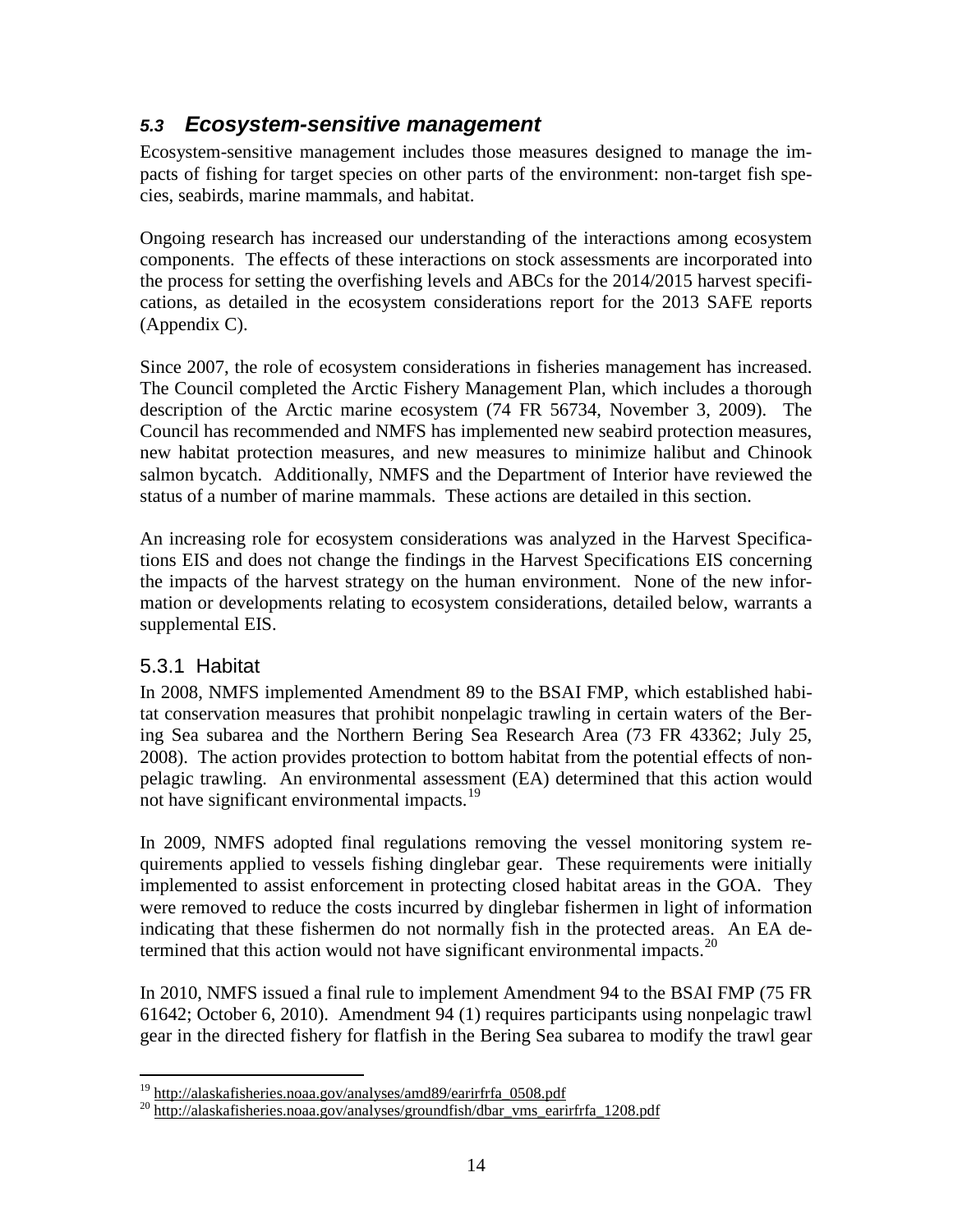### 5.3 *Ecosystem-sensitive management*

Ecosystem-sensitive management includes those measures designed to manage the impacts of fishing for target species on other parts of the environment: non-target fish species, seabirds, marine mammals, and habitat.

Ongoing research has increased our understanding of the interactions among ecosystem components. The effects of these interactions on stock assessments are incorporated into the process for setting the overfishing levels and ABCs for the 2014/2015 harvest specifications, as detailed in the ecosystem considerations report for the 2013 SAFE reports (Appendix C).

Since 2007, the role of ecosystem considerations in fisheries management has increased. The Council completed the Arctic Fishery Management Plan, which includes a thorough description of the Arctic marine ecosystem (74 FR 56734, November 3, 2009). The Council has recommended and NMFS has implemented new seabird protection measures, new habitat protection measures, and new measures to minimize halibut and Chinook salmon bycatch. Additionally, NMFS and the Department of Interior have reviewed the status of a number of marine mammals. These actions are detailed in this section.

An increasing role for ecosystem considerations was analyzed in the Harvest Specifications EIS and does not change the findings in the Harvest Specifications EIS concerning the impacts of the harvest strategy on the human environment. None of the new information or developments relating to ecosystem considerations, detailed below, warrants a supplemental EIS.

#### 5.3.1 Habitat

In 2008, NMFS implemented Amendment 89 to the BSAI FMP, which established habitat conservation measures that prohibit nonpelagic trawling in certain waters of the Bering Sea subarea and the Northern Bering Sea Research Area (73 FR 43362; July 25, 2008). The action provides protection to bottom habitat from the potential effects of nonpelagic trawling. An environmental assessment (EA) determined that this action would not have significant environmental impacts.[19]

In 2009, NMFS adopted final regulations removing the vessel monitoring system requirements applied to vessels fishing dinglebar gear. These requirements were initially implemented to assist enforcement in protecting closed habitat areas in the GOA. They were removed to reduce the costs incurred by dinglebar fishermen in light of information indicating that these fishermen do not normally fish in the protected areas. An EA determined that this action would not have significant environmental impacts.[20]

In 2010, NMFS issued a final rule to implement Amendment 94 to the BSAI FMP (75 FR 61642; October 6, 2010). Amendment 94 (1) requires participants using nonpelagic trawl gear in the directed fishery for flatfish in the Bering Sea subarea to modify the trawl gear

---

[19] http://alaskafisheries.noaa.gov/analyses/amd89/earirfrfa_0508.pdf

[20] http://alaskafisheries.noaa.gov/analyses/groundfish/dbar_vms_earirfrfa_1208.pdf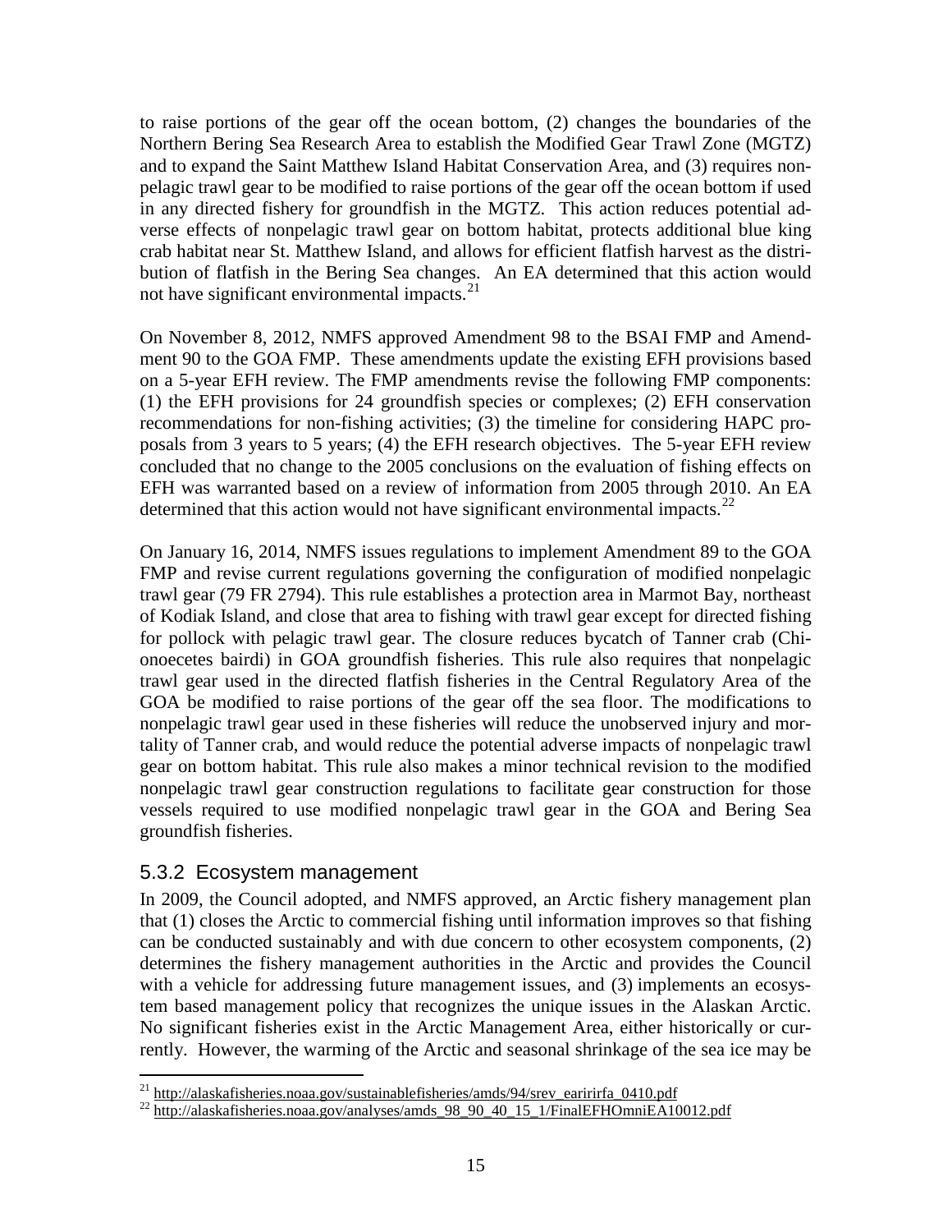to raise portions of the gear off the ocean bottom, (2) changes the boundaries of the Northern Bering Sea Research Area to establish the Modified Gear Trawl Zone (MGTZ) and to expand the Saint Matthew Island Habitat Conservation Area, and (3) requires nonpelagic trawl gear to be modified to raise portions of the gear off the ocean bottom if used in any directed fishery for groundfish in the MGTZ. This action reduces potential adverse effects of nonpelagic trawl gear on bottom habitat, protects additional blue king crab habitat near St. Matthew Island, and allows for efficient flatfish harvest as the distribution of flatfish in the Bering Sea changes. An EA determined that this action would not have significant environmental impacts.[21]

On November 8, 2012, NMFS approved Amendment 98 to the BSAI FMP and Amendment 90 to the GOA FMP. These amendments update the existing EFH provisions based on a 5-year EFH review. The FMP amendments revise the following FMP components: (1) the EFH provisions for 24 groundfish species or complexes; (2) EFH conservation recommendations for non-fishing activities; (3) the timeline for considering HAPC proposals from 3 years to 5 years; (4) the EFH research objectives. The 5-year EFH review concluded that no change to the 2005 conclusions on the evaluation of fishing effects on EFH was warranted based on a review of information from 2005 through 2010. An EA determined that this action would not have significant environmental impacts.[22]

On January 16, 2014, NMFS issues regulations to implement Amendment 89 to the GOA FMP and revise current regulations governing the configuration of modified nonpelagic trawl gear (79 FR 2794). This rule establishes a protection area in Marmot Bay, northeast of Kodiak Island, and close that area to fishing with trawl gear except for directed fishing for pollock with pelagic trawl gear. The closure reduces bycatch of Tanner crab (Chionoecetes bairdi) in GOA groundfish fisheries. This rule also requires that nonpelagic trawl gear used in the directed flatfish fisheries in the Central Regulatory Area of the GOA be modified to raise portions of the gear off the sea floor. The modifications to nonpelagic trawl gear used in these fisheries will reduce the unobserved injury and mortality of Tanner crab, and would reduce the potential adverse impacts of nonpelagic trawl gear on bottom habitat. This rule also makes a minor technical revision to the modified nonpelagic trawl gear construction regulations to facilitate gear construction for those vessels required to use modified nonpelagic trawl gear in the GOA and Bering Sea groundfish fisheries.

### 5.3.2 Ecosystem management

In 2009, the Council adopted, and NMFS approved, an Arctic fishery management plan that (1) closes the Arctic to commercial fishing until information improves so that fishing can be conducted sustainably and with due concern to other ecosystem components, (2) determines the fishery management authorities in the Arctic and provides the Council with a vehicle for addressing future management issues, and (3) implements an ecosystem based management policy that recognizes the unique issues in the Alaskan Arctic. No significant fisheries exist in the Arctic Management Area, either historically or currently. However, the warming of the Arctic and seasonal shrinkage of the sea ice may be

[21] http://alaskafisheries.noaa.gov/sustainablefisheries/amds/94/srev_earirirfa_0410.pdf

[22] http://alaskafisheries.noaa.gov/analyses/amds_98_90_40_15_1/FinalEFHOmniEA10012.pdf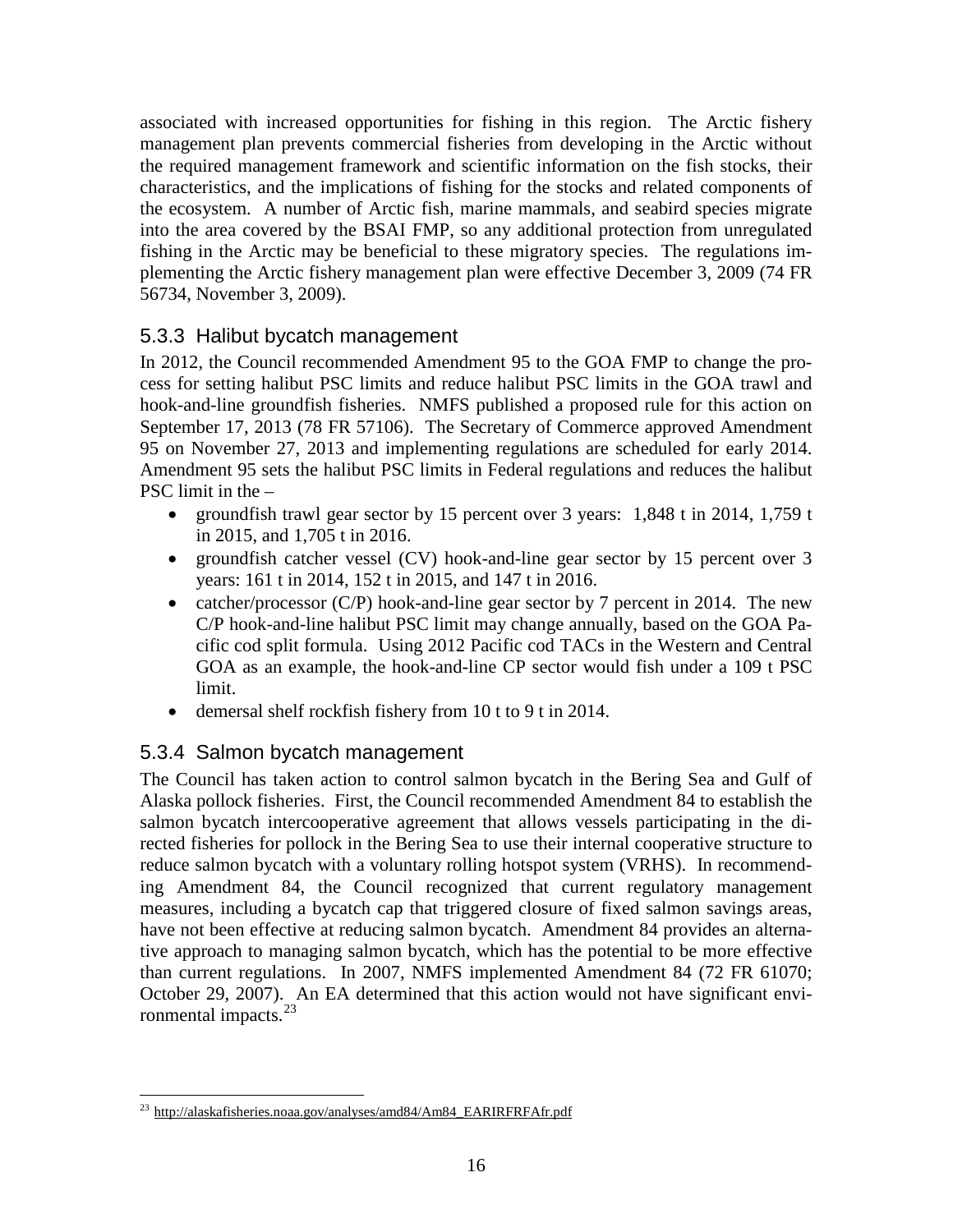associated with increased opportunities for fishing in this region. The Arctic fishery management plan prevents commercial fisheries from developing in the Arctic without the required management framework and scientific information on the fish stocks, their characteristics, and the implications of fishing for the stocks and related components of the ecosystem. A number of Arctic fish, marine mammals, and seabird species migrate into the area covered by the BSAI FMP, so any additional protection from unregulated fishing in the Arctic may be beneficial to these migratory species. The regulations implementing the Arctic fishery management plan were effective December 3, 2009 (74 FR 56734, November 3, 2009).

### 5.3.3 Halibut bycatch management

In 2012, the Council recommended Amendment 95 to the GOA FMP to change the process for setting halibut PSC limits and reduce halibut PSC limits in the GOA trawl and hook-and-line groundfish fisheries. NMFS published a proposed rule for this action on September 17, 2013 (78 FR 57106). The Secretary of Commerce approved Amendment 95 on November 27, 2013 and implementing regulations are scheduled for early 2014. Amendment 95 sets the halibut PSC limits in Federal regulations and reduces the halibut PSC limit in the –

- groundfish trawl gear sector by 15 percent over 3 years: 1,848 t in 2014, 1,759 t in 2015, and 1,705 t in 2016.
- groundfish catcher vessel (CV) hook-and-line gear sector by 15 percent over 3 years: 161 t in 2014, 152 t in 2015, and 147 t in 2016.
- catcher/processor (C/P) hook-and-line gear sector by 7 percent in 2014. The new C/P hook-and-line halibut PSC limit may change annually, based on the GOA Pacific cod split formula. Using 2012 Pacific cod TACs in the Western and Central GOA as an example, the hook-and-line CP sector would fish under a 109 t PSC limit.
- demersal shelf rockfish fishery from 10 t to 9 t in 2014.

### 5.3.4 Salmon bycatch management

The Council has taken action to control salmon bycatch in the Bering Sea and Gulf of Alaska pollock fisheries. First, the Council recommended Amendment 84 to establish the salmon bycatch intercooperative agreement that allows vessels participating in the directed fisheries for pollock in the Bering Sea to use their internal cooperative structure to reduce salmon bycatch with a voluntary rolling hotspot system (VRHS). In recommending Amendment 84, the Council recognized that current regulatory management measures, including a bycatch cap that triggered closure of fixed salmon savings areas, have not been effective at reducing salmon bycatch. Amendment 84 provides an alternative approach to managing salmon bycatch, which has the potential to be more effective than current regulations. In 2007, NMFS implemented Amendment 84 (72 FR 61070; October 29, 2007). An EA determined that this action would not have significant environmental impacts.[23]

[23] http://alaskafisheries.noaa.gov/analyses/amd84/Am84_EARIRFRFAfr.pdf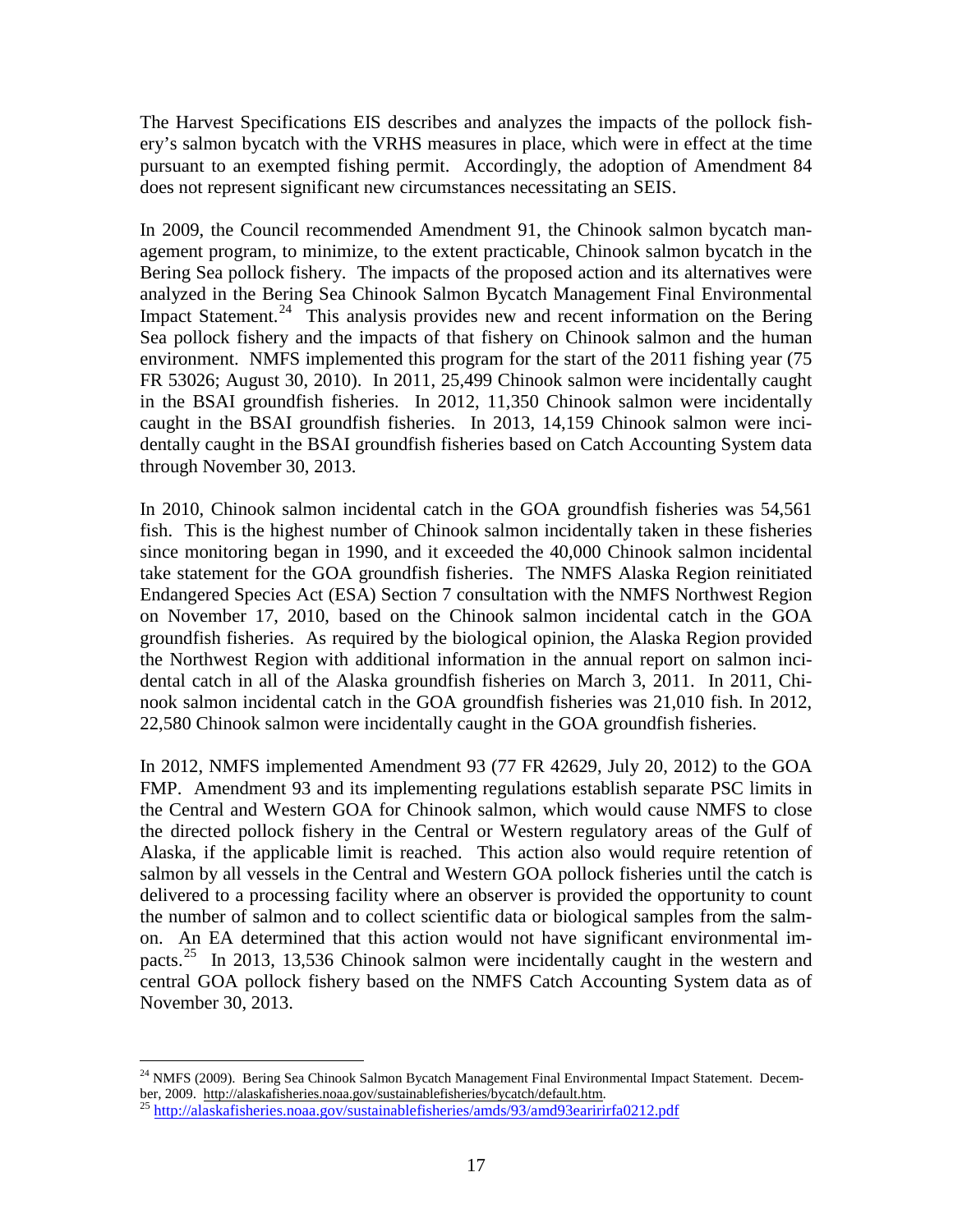The Harvest Specifications EIS describes and analyzes the impacts of the pollock fishery's salmon bycatch with the VRHS measures in place, which were in effect at the time pursuant to an exempted fishing permit. Accordingly, the adoption of Amendment 84 does not represent significant new circumstances necessitating an SEIS.

In 2009, the Council recommended Amendment 91, the Chinook salmon bycatch management program, to minimize, to the extent practicable, Chinook salmon bycatch in the Bering Sea pollock fishery. The impacts of the proposed action and its alternatives were analyzed in the Bering Sea Chinook Salmon Bycatch Management Final Environmental Impact Statement.[24] This analysis provides new and recent information on the Bering Sea pollock fishery and the impacts of that fishery on Chinook salmon and the human environment. NMFS implemented this program for the start of the 2011 fishing year (75 FR 53026; August 30, 2010). In 2011, 25,499 Chinook salmon were incidentally caught in the BSAI groundfish fisheries. In 2012, 11,350 Chinook salmon were incidentally caught in the BSAI groundfish fisheries. In 2013, 14,159 Chinook salmon were incidentally caught in the BSAI groundfish fisheries based on Catch Accounting System data through November 30, 2013.

In 2010, Chinook salmon incidental catch in the GOA groundfish fisheries was 54,561 fish. This is the highest number of Chinook salmon incidentally taken in these fisheries since monitoring began in 1990, and it exceeded the 40,000 Chinook salmon incidental take statement for the GOA groundfish fisheries. The NMFS Alaska Region reinitiated Endangered Species Act (ESA) Section 7 consultation with the NMFS Northwest Region on November 17, 2010, based on the Chinook salmon incidental catch in the GOA groundfish fisheries. As required by the biological opinion, the Alaska Region provided the Northwest Region with additional information in the annual report on salmon incidental catch in all of the Alaska groundfish fisheries on March 3, 2011. In 2011, Chinook salmon incidental catch in the GOA groundfish fisheries was 21,010 fish. In 2012, 22,580 Chinook salmon were incidentally caught in the GOA groundfish fisheries.

In 2012, NMFS implemented Amendment 93 (77 FR 42629, July 20, 2012) to the GOA FMP. Amendment 93 and its implementing regulations establish separate PSC limits in the Central and Western GOA for Chinook salmon, which would cause NMFS to close the directed pollock fishery in the Central or Western regulatory areas of the Gulf of Alaska, if the applicable limit is reached. This action also would require retention of salmon by all vessels in the Central and Western GOA pollock fisheries until the catch is delivered to a processing facility where an observer is provided the opportunity to count the number of salmon and to collect scientific data or biological samples from the salmon. An EA determined that this action would not have significant environmental impacts.[25] In 2013, 13,536 Chinook salmon were incidentally caught in the western and central GOA pollock fishery based on the NMFS Catch Accounting System data as of November 30, 2013.

---

[24] NMFS (2009). Bering Sea Chinook Salmon Bycatch Management Final Environmental Impact Statement. December, 2009. http://alaskafisheries.noaa.gov/sustainablefisheries/bycatch/default.htm.

[25] http://alaskafisheries.noaa.gov/sustainablefisheries/amds/93/amd93earirirfa0212.pdf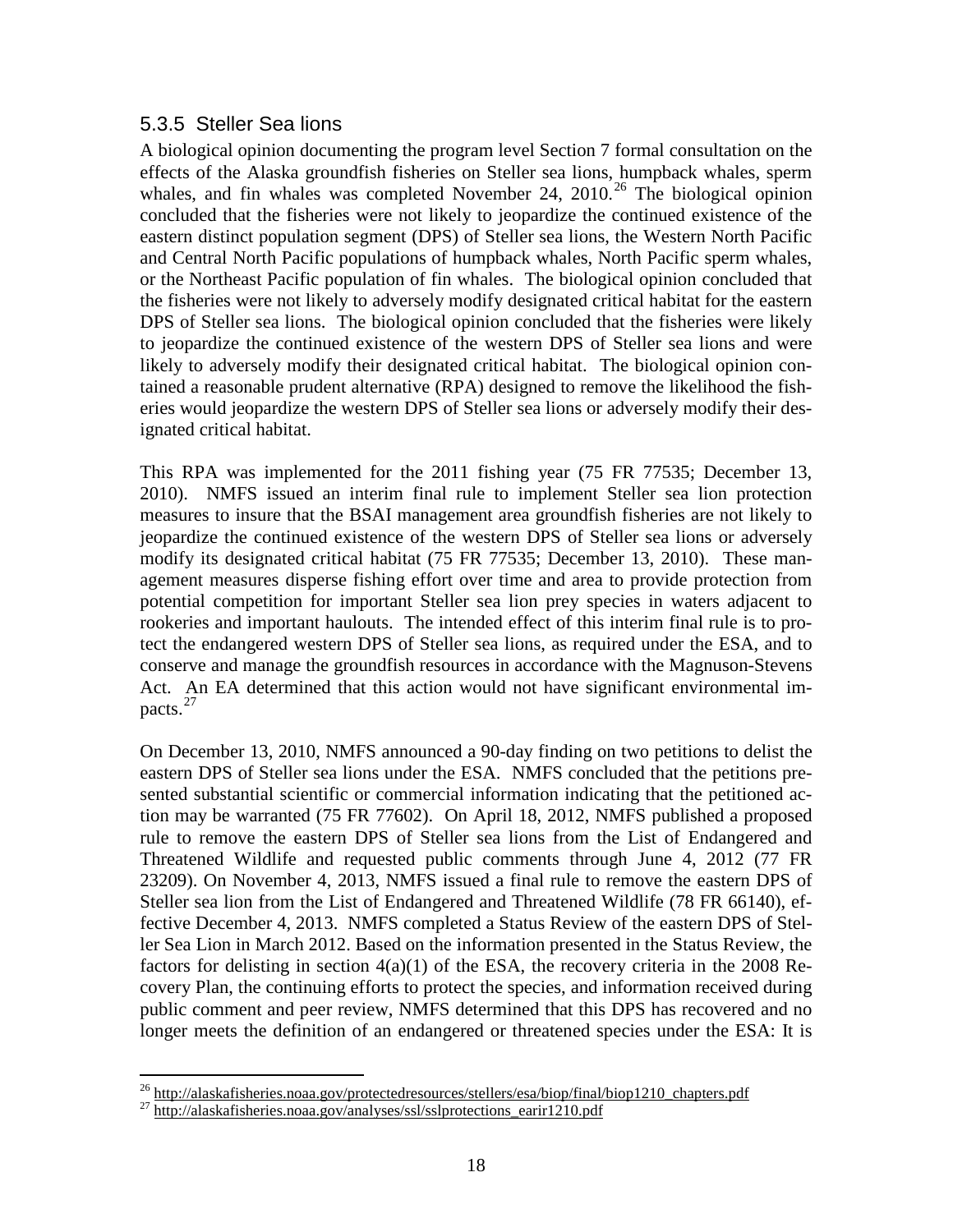### 5.3.5 Steller Sea lions

A biological opinion documenting the program level Section 7 formal consultation on the effects of the Alaska groundfish fisheries on Steller sea lions, humpback whales, sperm whales, and fin whales was completed November 24, 2010.[26] The biological opinion concluded that the fisheries were not likely to jeopardize the continued existence of the eastern distinct population segment (DPS) of Steller sea lions, the Western North Pacific and Central North Pacific populations of humpback whales, North Pacific sperm whales, or the Northeast Pacific population of fin whales. The biological opinion concluded that the fisheries were not likely to adversely modify designated critical habitat for the eastern DPS of Steller sea lions. The biological opinion concluded that the fisheries were likely to jeopardize the continued existence of the western DPS of Steller sea lions and were likely to adversely modify their designated critical habitat. The biological opinion contained a reasonable prudent alternative (RPA) designed to remove the likelihood the fisheries would jeopardize the western DPS of Steller sea lions or adversely modify their designated critical habitat.

This RPA was implemented for the 2011 fishing year (75 FR 77535; December 13, 2010). NMFS issued an interim final rule to implement Steller sea lion protection measures to insure that the BSAI management area groundfish fisheries are not likely to jeopardize the continued existence of the western DPS of Steller sea lions or adversely modify its designated critical habitat (75 FR 77535; December 13, 2010). These management measures disperse fishing effort over time and area to provide protection from potential competition for important Steller sea lion prey species in waters adjacent to rookeries and important haulouts. The intended effect of this interim final rule is to protect the endangered western DPS of Steller sea lions, as required under the ESA, and to conserve and manage the groundfish resources in accordance with the Magnuson-Stevens Act. An EA determined that this action would not have significant environmental impacts.[27]

On December 13, 2010, NMFS announced a 90-day finding on two petitions to delist the eastern DPS of Steller sea lions under the ESA. NMFS concluded that the petitions presented substantial scientific or commercial information indicating that the petitioned action may be warranted (75 FR 77602). On April 18, 2012, NMFS published a proposed rule to remove the eastern DPS of Steller sea lions from the List of Endangered and Threatened Wildlife and requested public comments through June 4, 2012 (77 FR 23209). On November 4, 2013, NMFS issued a final rule to remove the eastern DPS of Steller sea lion from the List of Endangered and Threatened Wildlife (78 FR 66140), effective December 4, 2013. NMFS completed a Status Review of the eastern DPS of Steller Sea Lion in March 2012. Based on the information presented in the Status Review, the factors for delisting in section 4(a)(1) of the ESA, the recovery criteria in the 2008 Recovery Plan, the continuing efforts to protect the species, and information received during public comment and peer review, NMFS determined that this DPS has recovered and no longer meets the definition of an endangered or threatened species under the ESA: It is

---

[26] http://alaskafisheries.noaa.gov/protectedresources/stellers/esa/biop/final/biop1210_chapters.pdf

[27] http://alaskafisheries.noaa.gov/analyses/ssl/sslprotections_earir1210.pdf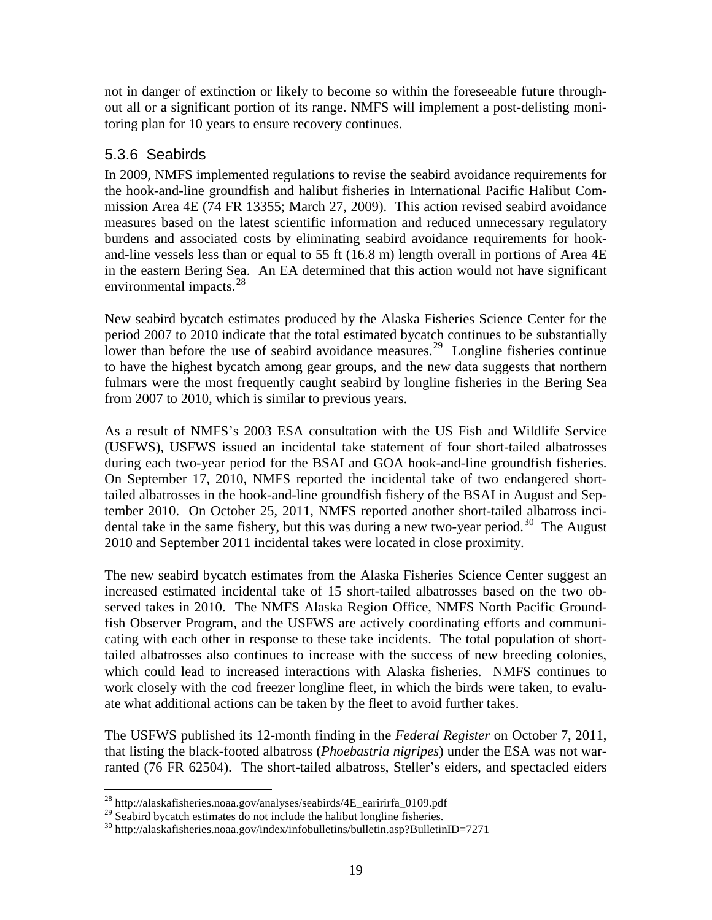not in danger of extinction or likely to become so within the foreseeable future throughout all or a significant portion of its range. NMFS will implement a post-delisting monitoring plan for 10 years to ensure recovery continues.

### 5.3.6 Seabirds

In 2009, NMFS implemented regulations to revise the seabird avoidance requirements for the hook-and-line groundfish and halibut fisheries in International Pacific Halibut Commission Area 4E (74 FR 13355; March 27, 2009). This action revised seabird avoidance measures based on the latest scientific information and reduced unnecessary regulatory burdens and associated costs by eliminating seabird avoidance requirements for hook-and-line vessels less than or equal to 55 ft (16.8 m) length overall in portions of Area 4E in the eastern Bering Sea. An EA determined that this action would not have significant environmental impacts.[28]

New seabird bycatch estimates produced by the Alaska Fisheries Science Center for the period 2007 to 2010 indicate that the total estimated bycatch continues to be substantially lower than before the use of seabird avoidance measures.[29] Longline fisheries continue to have the highest bycatch among gear groups, and the new data suggests that northern fulmars were the most frequently caught seabird by longline fisheries in the Bering Sea from 2007 to 2010, which is similar to previous years.

As a result of NMFS's 2003 ESA consultation with the US Fish and Wildlife Service (USFWS), USFWS issued an incidental take statement of four short-tailed albatrosses during each two-year period for the BSAI and GOA hook-and-line groundfish fisheries. On September 17, 2010, NMFS reported the incidental take of two endangered short-tailed albatrosses in the hook-and-line groundfish fishery of the BSAI in August and September 2010. On October 25, 2011, NMFS reported another short-tailed albatross incidental take in the same fishery, but this was during a new two-year period.[30] The August 2010 and September 2011 incidental takes were located in close proximity.

The new seabird bycatch estimates from the Alaska Fisheries Science Center suggest an increased estimated incidental take of 15 short-tailed albatrosses based on the two observed takes in 2010. The NMFS Alaska Region Office, NMFS North Pacific Groundfish Observer Program, and the USFWS are actively coordinating efforts and communicating with each other in response to these take incidents. The total population of short-tailed albatrosses also continues to increase with the success of new breeding colonies, which could lead to increased interactions with Alaska fisheries. NMFS continues to work closely with the cod freezer longline fleet, in which the birds were taken, to evaluate what additional actions can be taken by the fleet to avoid further takes.

The USFWS published its 12-month finding in the *Federal Register* on October 7, 2011, that listing the black-footed albatross (*Phoebastria nigripes*) under the ESA was not warranted (76 FR 62504). The short-tailed albatross, Steller's eiders, and spectacled eiders

---

[28] http://alaskafisheries.noaa.gov/analyses/seabirds/4E_earirirfa_0109.pdf

[29] Seabird bycatch estimates do not include the halibut longline fisheries.

[30] http://alaskafisheries.noaa.gov/index/infobulletins/bulletin.asp?BulletinID=7271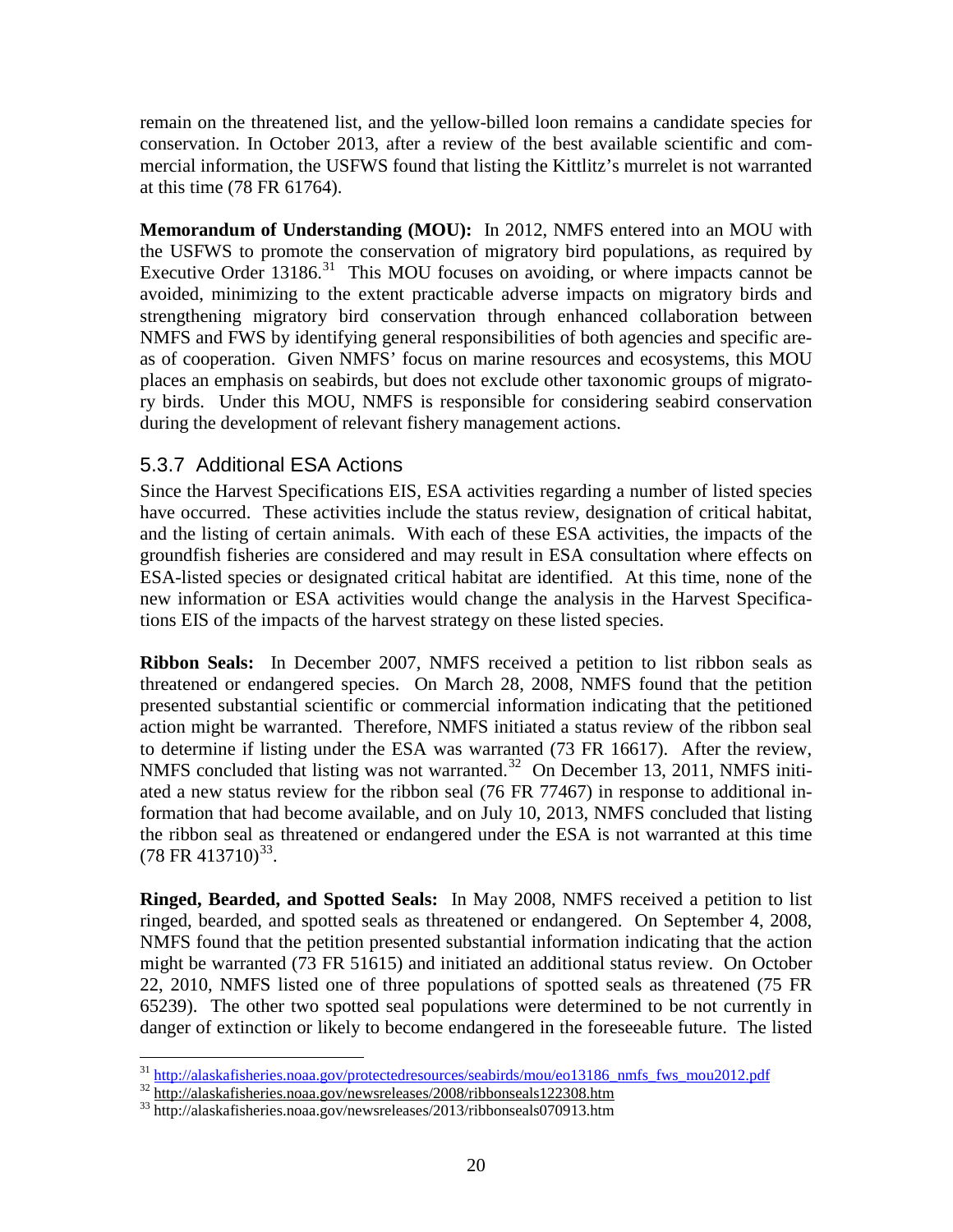remain on the threatened list, and the yellow-billed loon remains a candidate species for conservation. In October 2013, after a review of the best available scientific and commercial information, the USFWS found that listing the Kittlitz's murrelet is not warranted at this time (78 FR 61764).

**Memorandum of Understanding (MOU):** In 2012, NMFS entered into an MOU with the USFWS to promote the conservation of migratory bird populations, as required by Executive Order 13186.[31] This MOU focuses on avoiding, or where impacts cannot be avoided, minimizing to the extent practicable adverse impacts on migratory birds and strengthening migratory bird conservation through enhanced collaboration between NMFS and FWS by identifying general responsibilities of both agencies and specific areas of cooperation. Given NMFS' focus on marine resources and ecosystems, this MOU places an emphasis on seabirds, but does not exclude other taxonomic groups of migratory birds. Under this MOU, NMFS is responsible for considering seabird conservation during the development of relevant fishery management actions.

### 5.3.7 Additional ESA Actions

Since the Harvest Specifications EIS, ESA activities regarding a number of listed species have occurred. These activities include the status review, designation of critical habitat, and the listing of certain animals. With each of these ESA activities, the impacts of the groundfish fisheries are considered and may result in ESA consultation where effects on ESA-listed species or designated critical habitat are identified. At this time, none of the new information or ESA activities would change the analysis in the Harvest Specifications EIS of the impacts of the harvest strategy on these listed species.

**Ribbon Seals:** In December 2007, NMFS received a petition to list ribbon seals as threatened or endangered species. On March 28, 2008, NMFS found that the petition presented substantial scientific or commercial information indicating that the petitioned action might be warranted. Therefore, NMFS initiated a status review of the ribbon seal to determine if listing under the ESA was warranted (73 FR 16617). After the review, NMFS concluded that listing was not warranted.[32] On December 13, 2011, NMFS initiated a new status review for the ribbon seal (76 FR 77467) in response to additional information that had become available, and on July 10, 2013, NMFS concluded that listing the ribbon seal as threatened or endangered under the ESA is not warranted at this time (78 FR 413710)[33].

**Ringed, Bearded, and Spotted Seals:** In May 2008, NMFS received a petition to list ringed, bearded, and spotted seals as threatened or endangered. On September 4, 2008, NMFS found that the petition presented substantial information indicating that the action might be warranted (73 FR 51615) and initiated an additional status review. On October 22, 2010, NMFS listed one of three populations of spotted seals as threatened (75 FR 65239). The other two spotted seal populations were determined to be not currently in danger of extinction or likely to become endangered in the foreseeable future. The listed

---

[31] http://alaskafisheries.noaa.gov/protectedresources/seabirds/mou/eo13186_nmfs_fws_mou2012.pdf

[32] http://alaskafisheries.noaa.gov/newsreleases/2008/ribbonseals122308.htm

[33] http://alaskafisheries.noaa.gov/newsreleases/2013/ribbonseals070913.htm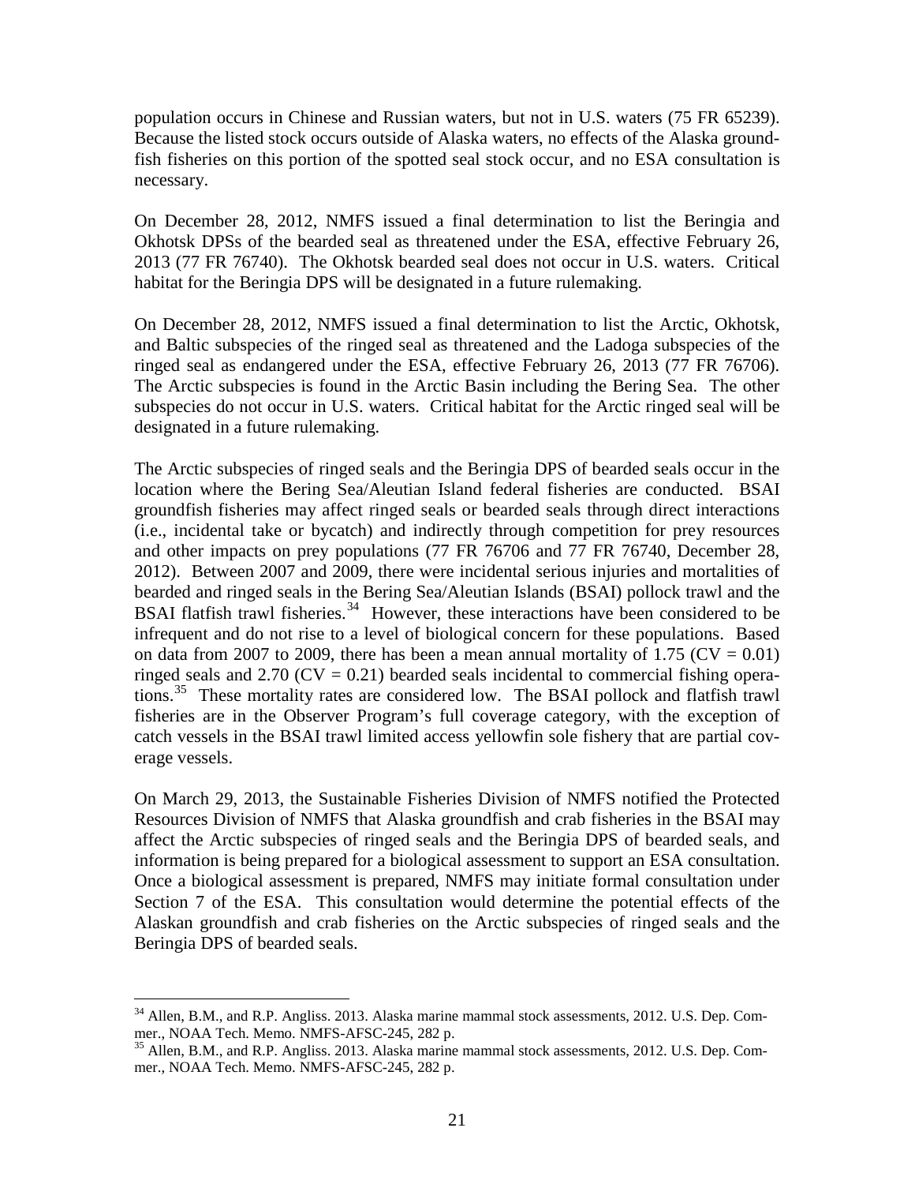population occurs in Chinese and Russian waters, but not in U.S. waters (75 FR 65239). Because the listed stock occurs outside of Alaska waters, no effects of the Alaska groundfish fisheries on this portion of the spotted seal stock occur, and no ESA consultation is necessary.

On December 28, 2012, NMFS issued a final determination to list the Beringia and Okhotsk DPSs of the bearded seal as threatened under the ESA, effective February 26, 2013 (77 FR 76740). The Okhotsk bearded seal does not occur in U.S. waters. Critical habitat for the Beringia DPS will be designated in a future rulemaking.

On December 28, 2012, NMFS issued a final determination to list the Arctic, Okhotsk, and Baltic subspecies of the ringed seal as threatened and the Ladoga subspecies of the ringed seal as endangered under the ESA, effective February 26, 2013 (77 FR 76706). The Arctic subspecies is found in the Arctic Basin including the Bering Sea. The other subspecies do not occur in U.S. waters. Critical habitat for the Arctic ringed seal will be designated in a future rulemaking.

The Arctic subspecies of ringed seals and the Beringia DPS of bearded seals occur in the location where the Bering Sea/Aleutian Island federal fisheries are conducted. BSAI groundfish fisheries may affect ringed seals or bearded seals through direct interactions (i.e., incidental take or bycatch) and indirectly through competition for prey resources and other impacts on prey populations (77 FR 76706 and 77 FR 76740, December 28, 2012). Between 2007 and 2009, there were incidental serious injuries and mortalities of bearded and ringed seals in the Bering Sea/Aleutian Islands (BSAI) pollock trawl and the BSAI flatfish trawl fisheries.[34] However, these interactions have been considered to be infrequent and do not rise to a level of biological concern for these populations. Based on data from 2007 to 2009, there has been a mean annual mortality of 1.75 (CV = 0.01) ringed seals and 2.70 (CV = 0.21) bearded seals incidental to commercial fishing operations.[35] These mortality rates are considered low. The BSAI pollock and flatfish trawl fisheries are in the Observer Program's full coverage category, with the exception of catch vessels in the BSAI trawl limited access yellowfin sole fishery that are partial coverage vessels.

On March 29, 2013, the Sustainable Fisheries Division of NMFS notified the Protected Resources Division of NMFS that Alaska groundfish and crab fisheries in the BSAI may affect the Arctic subspecies of ringed seals and the Beringia DPS of bearded seals, and information is being prepared for a biological assessment to support an ESA consultation. Once a biological assessment is prepared, NMFS may initiate formal consultation under Section 7 of the ESA. This consultation would determine the potential effects of the Alaskan groundfish and crab fisheries on the Arctic subspecies of ringed seals and the Beringia DPS of bearded seals.

---

[34] Allen, B.M., and R.P. Angliss. 2013. Alaska marine mammal stock assessments, 2012. U.S. Dep. Commer., NOAA Tech. Memo. NMFS-AFSC-245, 282 p.

[35] Allen, B.M., and R.P. Angliss. 2013. Alaska marine mammal stock assessments, 2012. U.S. Dep. Commer., NOAA Tech. Memo. NMFS-AFSC-245, 282 p.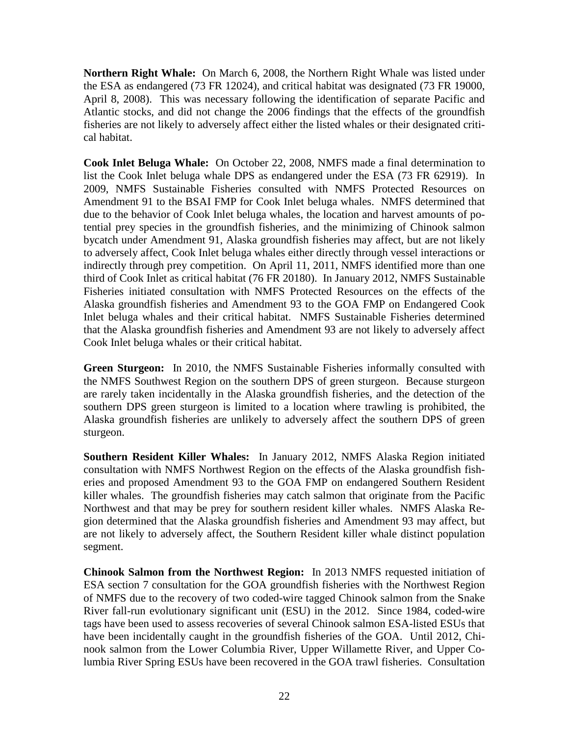**Northern Right Whale:** On March 6, 2008, the Northern Right Whale was listed under the ESA as endangered (73 FR 12024), and critical habitat was designated (73 FR 19000, April 8, 2008). This was necessary following the identification of separate Pacific and Atlantic stocks, and did not change the 2006 findings that the effects of the groundfish fisheries are not likely to adversely affect either the listed whales or their designated critical habitat.

**Cook Inlet Beluga Whale:** On October 22, 2008, NMFS made a final determination to list the Cook Inlet beluga whale DPS as endangered under the ESA (73 FR 62919). In 2009, NMFS Sustainable Fisheries consulted with NMFS Protected Resources on Amendment 91 to the BSAI FMP for Cook Inlet beluga whales. NMFS determined that due to the behavior of Cook Inlet beluga whales, the location and harvest amounts of potential prey species in the groundfish fisheries, and the minimizing of Chinook salmon bycatch under Amendment 91, Alaska groundfish fisheries may affect, but are not likely to adversely affect, Cook Inlet beluga whales either directly through vessel interactions or indirectly through prey competition. On April 11, 2011, NMFS identified more than one third of Cook Inlet as critical habitat (76 FR 20180). In January 2012, NMFS Sustainable Fisheries initiated consultation with NMFS Protected Resources on the effects of the Alaska groundfish fisheries and Amendment 93 to the GOA FMP on Endangered Cook Inlet beluga whales and their critical habitat. NMFS Sustainable Fisheries determined that the Alaska groundfish fisheries and Amendment 93 are not likely to adversely affect Cook Inlet beluga whales or their critical habitat.

**Green Sturgeon:** In 2010, the NMFS Sustainable Fisheries informally consulted with the NMFS Southwest Region on the southern DPS of green sturgeon. Because sturgeon are rarely taken incidentally in the Alaska groundfish fisheries, and the detection of the southern DPS green sturgeon is limited to a location where trawling is prohibited, the Alaska groundfish fisheries are unlikely to adversely affect the southern DPS of green sturgeon.

**Southern Resident Killer Whales:** In January 2012, NMFS Alaska Region initiated consultation with NMFS Northwest Region on the effects of the Alaska groundfish fisheries and proposed Amendment 93 to the GOA FMP on endangered Southern Resident killer whales. The groundfish fisheries may catch salmon that originate from the Pacific Northwest and that may be prey for southern resident killer whales. NMFS Alaska Region determined that the Alaska groundfish fisheries and Amendment 93 may affect, but are not likely to adversely affect, the Southern Resident killer whale distinct population segment.

**Chinook Salmon from the Northwest Region:** In 2013 NMFS requested initiation of ESA section 7 consultation for the GOA groundfish fisheries with the Northwest Region of NMFS due to the recovery of two coded-wire tagged Chinook salmon from the Snake River fall-run evolutionary significant unit (ESU) in the 2012. Since 1984, coded-wire tags have been used to assess recoveries of several Chinook salmon ESA-listed ESUs that have been incidentally caught in the groundfish fisheries of the GOA. Until 2012, Chinook salmon from the Lower Columbia River, Upper Willamette River, and Upper Columbia River Spring ESUs have been recovered in the GOA trawl fisheries. Consultation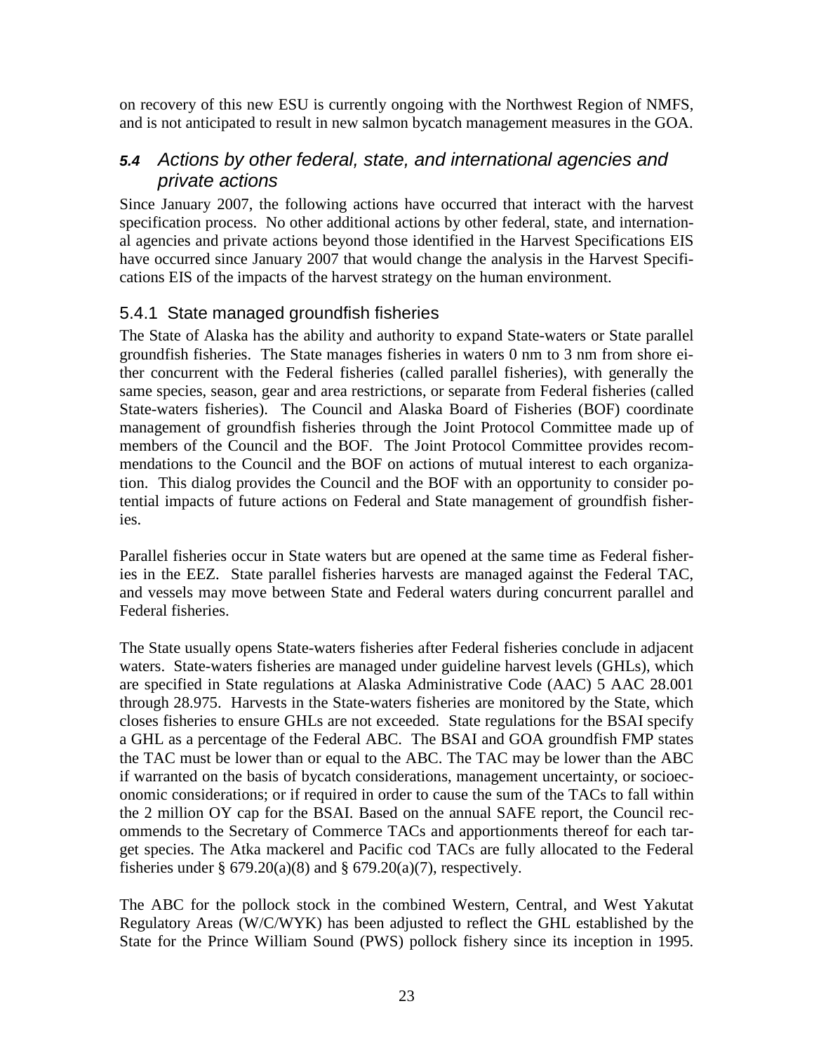on recovery of this new ESU is currently ongoing with the Northwest Region of NMFS, and is not anticipated to result in new salmon bycatch management measures in the GOA.

## *5.4 Actions by other federal, state, and international agencies and private actions*

Since January 2007, the following actions have occurred that interact with the harvest specification process. No other additional actions by other federal, state, and international agencies and private actions beyond those identified in the Harvest Specifications EIS have occurred since January 2007 that would change the analysis in the Harvest Specifications EIS of the impacts of the harvest strategy on the human environment.

### 5.4.1 State managed groundfish fisheries

The State of Alaska has the ability and authority to expand State-waters or State parallel groundfish fisheries. The State manages fisheries in waters 0 nm to 3 nm from shore either concurrent with the Federal fisheries (called parallel fisheries), with generally the same species, season, gear and area restrictions, or separate from Federal fisheries (called State-waters fisheries). The Council and Alaska Board of Fisheries (BOF) coordinate management of groundfish fisheries through the Joint Protocol Committee made up of members of the Council and the BOF. The Joint Protocol Committee provides recommendations to the Council and the BOF on actions of mutual interest to each organization. This dialog provides the Council and the BOF with an opportunity to consider potential impacts of future actions on Federal and State management of groundfish fisheries.

Parallel fisheries occur in State waters but are opened at the same time as Federal fisheries in the EEZ. State parallel fisheries harvests are managed against the Federal TAC, and vessels may move between State and Federal waters during concurrent parallel and Federal fisheries.

The State usually opens State-waters fisheries after Federal fisheries conclude in adjacent waters. State-waters fisheries are managed under guideline harvest levels (GHLs), which are specified in State regulations at Alaska Administrative Code (AAC) 5 AAC 28.001 through 28.975. Harvests in the State-waters fisheries are monitored by the State, which closes fisheries to ensure GHLs are not exceeded. State regulations for the BSAI specify a GHL as a percentage of the Federal ABC. The BSAI and GOA groundfish FMP states the TAC must be lower than or equal to the ABC. The TAC may be lower than the ABC if warranted on the basis of bycatch considerations, management uncertainty, or socioeconomic considerations; or if required in order to cause the sum of the TACs to fall within the 2 million OY cap for the BSAI. Based on the annual SAFE report, the Council recommends to the Secretary of Commerce TACs and apportionments thereof for each target species. The Atka mackerel and Pacific cod TACs are fully allocated to the Federal fisheries under § 679.20(a)(8) and § 679.20(a)(7), respectively.

The ABC for the pollock stock in the combined Western, Central, and West Yakutat Regulatory Areas (W/C/WYK) has been adjusted to reflect the GHL established by the State for the Prince William Sound (PWS) pollock fishery since its inception in 1995.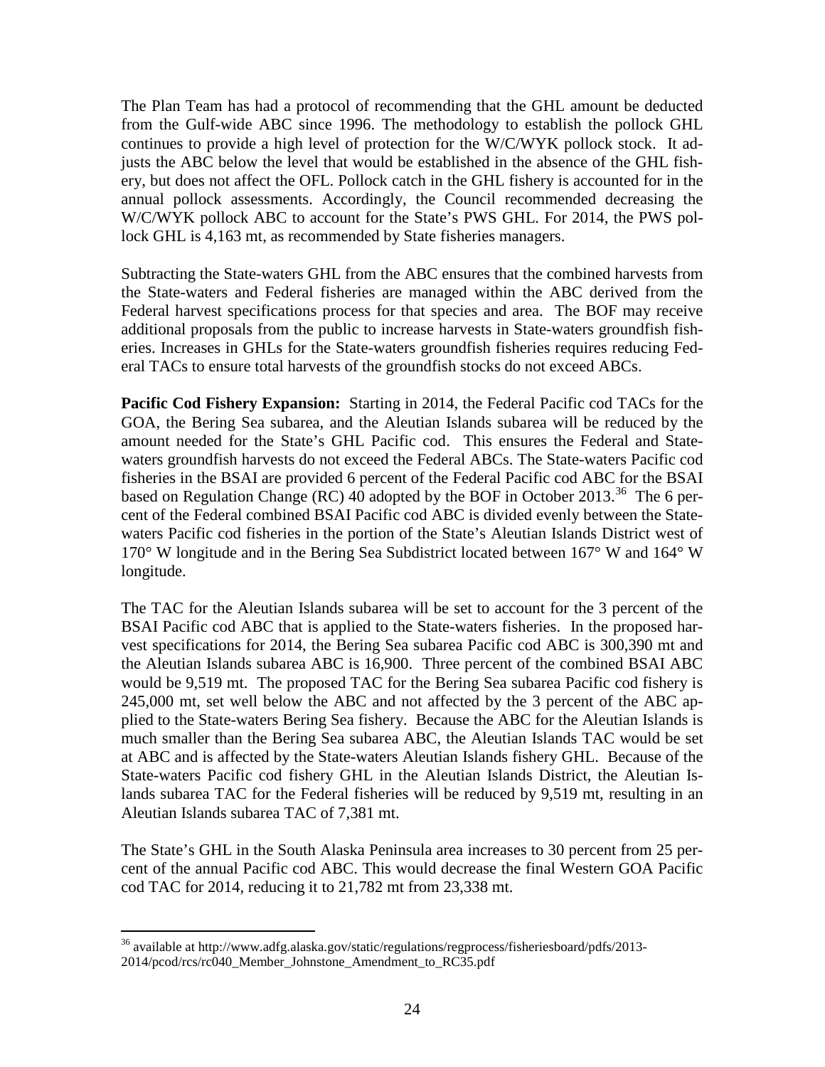The Plan Team has had a protocol of recommending that the GHL amount be deducted from the Gulf-wide ABC since 1996. The methodology to establish the pollock GHL continues to provide a high level of protection for the W/C/WYK pollock stock. It adjusts the ABC below the level that would be established in the absence of the GHL fishery, but does not affect the OFL. Pollock catch in the GHL fishery is accounted for in the annual pollock assessments. Accordingly, the Council recommended decreasing the W/C/WYK pollock ABC to account for the State's PWS GHL. For 2014, the PWS pollock GHL is 4,163 mt, as recommended by State fisheries managers.

Subtracting the State-waters GHL from the ABC ensures that the combined harvests from the State-waters and Federal fisheries are managed within the ABC derived from the Federal harvest specifications process for that species and area. The BOF may receive additional proposals from the public to increase harvests in State-waters groundfish fisheries. Increases in GHLs for the State-waters groundfish fisheries requires reducing Federal TACs to ensure total harvests of the groundfish stocks do not exceed ABCs.

**Pacific Cod Fishery Expansion:** Starting in 2014, the Federal Pacific cod TACs for the GOA, the Bering Sea subarea, and the Aleutian Islands subarea will be reduced by the amount needed for the State's GHL Pacific cod. This ensures the Federal and State-waters groundfish harvests do not exceed the Federal ABCs. The State-waters Pacific cod fisheries in the BSAI are provided 6 percent of the Federal Pacific cod ABC for the BSAI based on Regulation Change (RC) 40 adopted by the BOF in October 2013.[36] The 6 percent of the Federal combined BSAI Pacific cod ABC is divided evenly between the State-waters Pacific cod fisheries in the portion of the State's Aleutian Islands District west of 170° W longitude and in the Bering Sea Subdistrict located between 167° W and 164° W longitude.

The TAC for the Aleutian Islands subarea will be set to account for the 3 percent of the BSAI Pacific cod ABC that is applied to the State-waters fisheries. In the proposed harvest specifications for 2014, the Bering Sea subarea Pacific cod ABC is 300,390 mt and the Aleutian Islands subarea ABC is 16,900. Three percent of the combined BSAI ABC would be 9,519 mt. The proposed TAC for the Bering Sea subarea Pacific cod fishery is 245,000 mt, set well below the ABC and not affected by the 3 percent of the ABC applied to the State-waters Bering Sea fishery. Because the ABC for the Aleutian Islands is much smaller than the Bering Sea subarea ABC, the Aleutian Islands TAC would be set at ABC and is affected by the State-waters Aleutian Islands fishery GHL. Because of the State-waters Pacific cod fishery GHL in the Aleutian Islands District, the Aleutian Islands subarea TAC for the Federal fisheries will be reduced by 9,519 mt, resulting in an Aleutian Islands subarea TAC of 7,381 mt.

The State's GHL in the South Alaska Peninsula area increases to 30 percent from 25 percent of the annual Pacific cod ABC. This would decrease the final Western GOA Pacific cod TAC for 2014, reducing it to 21,782 mt from 23,338 mt.

[36] available at http://www.adfg.alaska.gov/static/regulations/regprocess/fisheriesboard/pdfs/2013-2014/pcod/rcs/rc040_Member_Johnstone_Amendment_to_RC35.pdf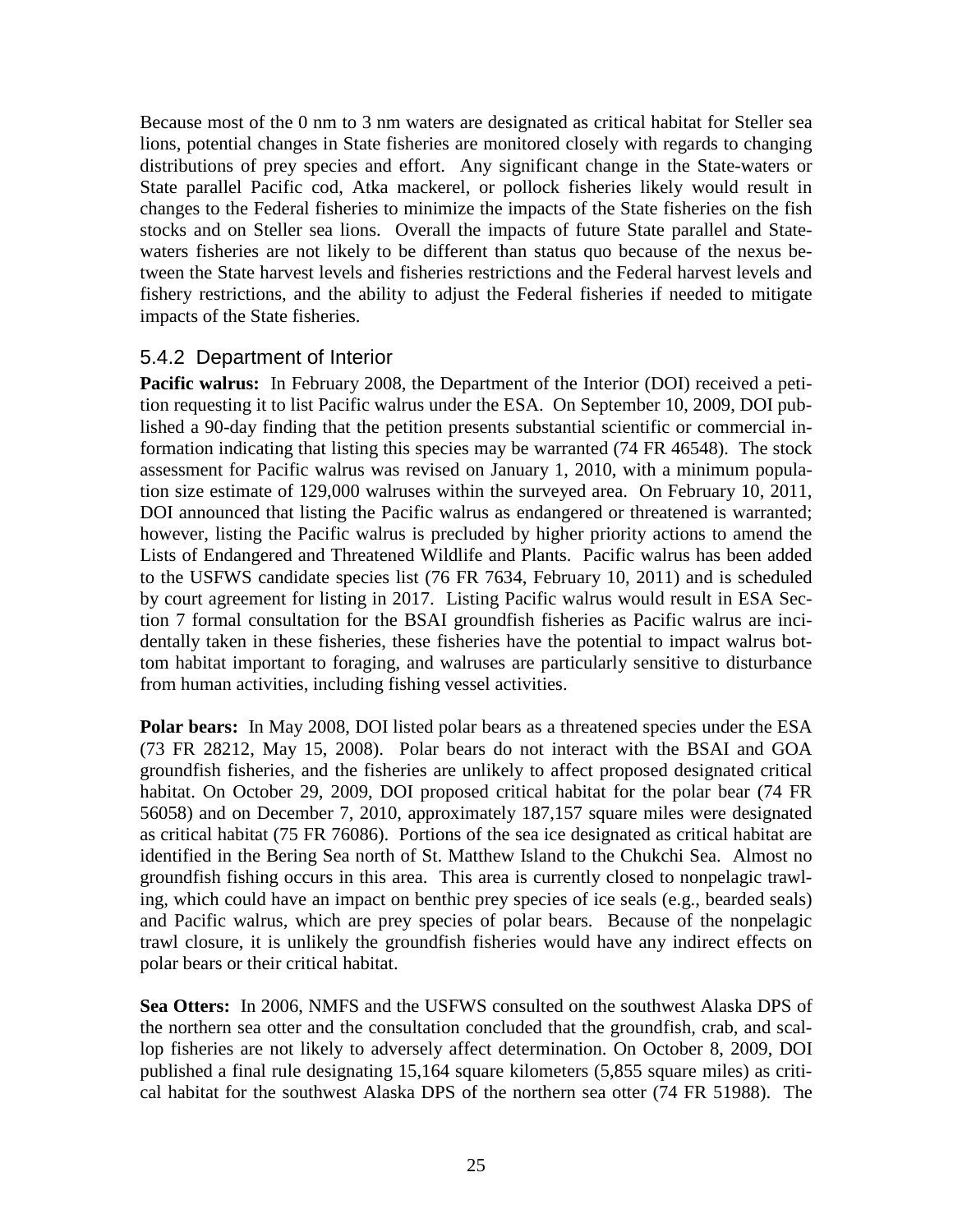Because most of the 0 nm to 3 nm waters are designated as critical habitat for Steller sea lions, potential changes in State fisheries are monitored closely with regards to changing distributions of prey species and effort. Any significant change in the State-waters or State parallel Pacific cod, Atka mackerel, or pollock fisheries likely would result in changes to the Federal fisheries to minimize the impacts of the State fisheries on the fish stocks and on Steller sea lions. Overall the impacts of future State parallel and State-waters fisheries are not likely to be different than status quo because of the nexus between the State harvest levels and fisheries restrictions and the Federal harvest levels and fishery restrictions, and the ability to adjust the Federal fisheries if needed to mitigate impacts of the State fisheries.

### 5.4.2 Department of Interior

**Pacific walrus:** In February 2008, the Department of the Interior (DOI) received a petition requesting it to list Pacific walrus under the ESA. On September 10, 2009, DOI published a 90-day finding that the petition presents substantial scientific or commercial information indicating that listing this species may be warranted (74 FR 46548). The stock assessment for Pacific walrus was revised on January 1, 2010, with a minimum population size estimate of 129,000 walruses within the surveyed area. On February 10, 2011, DOI announced that listing the Pacific walrus as endangered or threatened is warranted; however, listing the Pacific walrus is precluded by higher priority actions to amend the Lists of Endangered and Threatened Wildlife and Plants. Pacific walrus has been added to the USFWS candidate species list (76 FR 7634, February 10, 2011) and is scheduled by court agreement for listing in 2017. Listing Pacific walrus would result in ESA Section 7 formal consultation for the BSAI groundfish fisheries as Pacific walrus are incidentally taken in these fisheries, these fisheries have the potential to impact walrus bottom habitat important to foraging, and walruses are particularly sensitive to disturbance from human activities, including fishing vessel activities.

**Polar bears:** In May 2008, DOI listed polar bears as a threatened species under the ESA (73 FR 28212, May 15, 2008). Polar bears do not interact with the BSAI and GOA groundfish fisheries, and the fisheries are unlikely to affect proposed designated critical habitat. On October 29, 2009, DOI proposed critical habitat for the polar bear (74 FR 56058) and on December 7, 2010, approximately 187,157 square miles were designated as critical habitat (75 FR 76086). Portions of the sea ice designated as critical habitat are identified in the Bering Sea north of St. Matthew Island to the Chukchi Sea. Almost no groundfish fishing occurs in this area. This area is currently closed to nonpelagic trawling, which could have an impact on benthic prey species of ice seals (e.g., bearded seals) and Pacific walrus, which are prey species of polar bears. Because of the nonpelagic trawl closure, it is unlikely the groundfish fisheries would have any indirect effects on polar bears or their critical habitat.

**Sea Otters:** In 2006, NMFS and the USFWS consulted on the southwest Alaska DPS of the northern sea otter and the consultation concluded that the groundfish, crab, and scallop fisheries are not likely to adversely affect determination. On October 8, 2009, DOI published a final rule designating 15,164 square kilometers (5,855 square miles) as critical habitat for the southwest Alaska DPS of the northern sea otter (74 FR 51988). The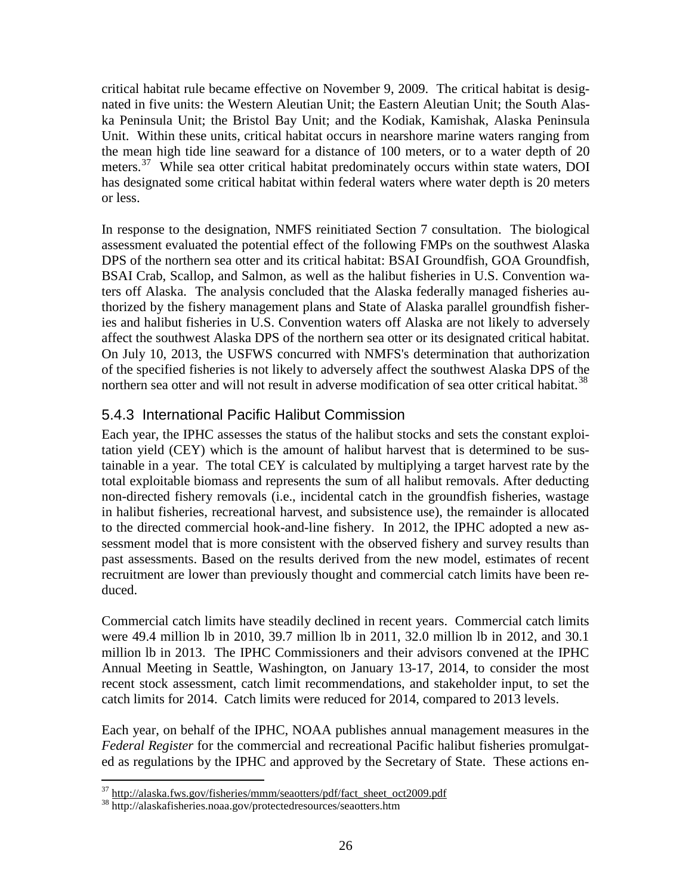critical habitat rule became effective on November 9, 2009. The critical habitat is designated in five units: the Western Aleutian Unit; the Eastern Aleutian Unit; the South Alaska Peninsula Unit; the Bristol Bay Unit; and the Kodiak, Kamishak, Alaska Peninsula Unit. Within these units, critical habitat occurs in nearshore marine waters ranging from the mean high tide line seaward for a distance of 100 meters, or to a water depth of 20 meters.[37] While sea otter critical habitat predominately occurs within state waters, DOI has designated some critical habitat within federal waters where water depth is 20 meters or less.

In response to the designation, NMFS reinitiated Section 7 consultation. The biological assessment evaluated the potential effect of the following FMPs on the southwest Alaska DPS of the northern sea otter and its critical habitat: BSAI Groundfish, GOA Groundfish, BSAI Crab, Scallop, and Salmon, as well as the halibut fisheries in U.S. Convention waters off Alaska. The analysis concluded that the Alaska federally managed fisheries authorized by the fishery management plans and State of Alaska parallel groundfish fisheries and halibut fisheries in U.S. Convention waters off Alaska are not likely to adversely affect the southwest Alaska DPS of the northern sea otter or its designated critical habitat. On July 10, 2013, the USFWS concurred with NMFS's determination that authorization of the specified fisheries is not likely to adversely affect the southwest Alaska DPS of the northern sea otter and will not result in adverse modification of sea otter critical habitat.[38]

### 5.4.3 International Pacific Halibut Commission

Each year, the IPHC assesses the status of the halibut stocks and sets the constant exploitation yield (CEY) which is the amount of halibut harvest that is determined to be sustainable in a year. The total CEY is calculated by multiplying a target harvest rate by the total exploitable biomass and represents the sum of all halibut removals. After deducting non-directed fishery removals (i.e., incidental catch in the groundfish fisheries, wastage in halibut fisheries, recreational harvest, and subsistence use), the remainder is allocated to the directed commercial hook-and-line fishery. In 2012, the IPHC adopted a new assessment model that is more consistent with the observed fishery and survey results than past assessments. Based on the results derived from the new model, estimates of recent recruitment are lower than previously thought and commercial catch limits have been reduced.

Commercial catch limits have steadily declined in recent years. Commercial catch limits were 49.4 million lb in 2010, 39.7 million lb in 2011, 32.0 million lb in 2012, and 30.1 million lb in 2013. The IPHC Commissioners and their advisors convened at the IPHC Annual Meeting in Seattle, Washington, on January 13-17, 2014, to consider the most recent stock assessment, catch limit recommendations, and stakeholder input, to set the catch limits for 2014. Catch limits were reduced for 2014, compared to 2013 levels.

Each year, on behalf of the IPHC, NOAA publishes annual management measures in the *Federal Register* for the commercial and recreational Pacific halibut fisheries promulgated as regulations by the IPHC and approved by the Secretary of State. These actions en-

---

[37] http://alaska.fws.gov/fisheries/mmm/seaotters/pdf/fact_sheet_oct2009.pdf

[38] http://alaskafisheries.noaa.gov/protectedresources/seaotters.htm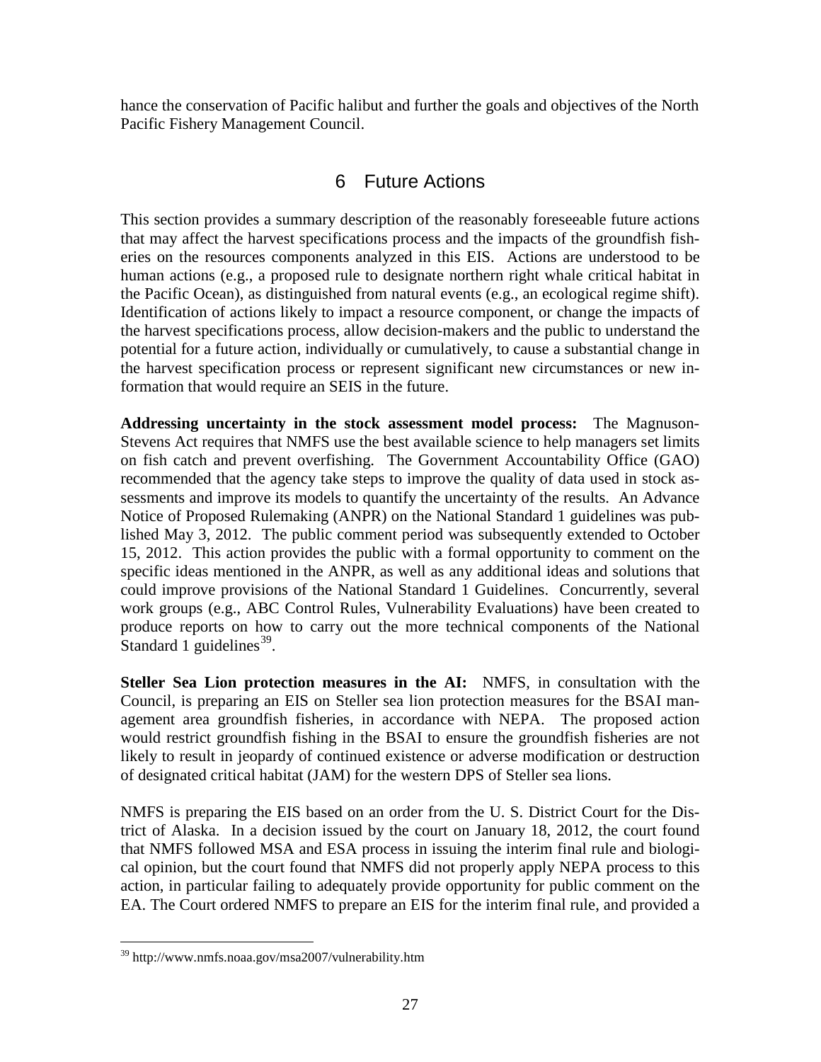hance the conservation of Pacific halibut and further the goals and objectives of the North Pacific Fishery Management Council.

# 6 Future Actions

This section provides a summary description of the reasonably foreseeable future actions that may affect the harvest specifications process and the impacts of the groundfish fisheries on the resources components analyzed in this EIS. Actions are understood to be human actions (e.g., a proposed rule to designate northern right whale critical habitat in the Pacific Ocean), as distinguished from natural events (e.g., an ecological regime shift). Identification of actions likely to impact a resource component, or change the impacts of the harvest specifications process, allow decision-makers and the public to understand the potential for a future action, individually or cumulatively, to cause a substantial change in the harvest specification process or represent significant new circumstances or new information that would require an SEIS in the future.

**Addressing uncertainty in the stock assessment model process:** The Magnuson-Stevens Act requires that NMFS use the best available science to help managers set limits on fish catch and prevent overfishing. The Government Accountability Office (GAO) recommended that the agency take steps to improve the quality of data used in stock assessments and improve its models to quantify the uncertainty of the results. An Advance Notice of Proposed Rulemaking (ANPR) on the National Standard 1 guidelines was published May 3, 2012. The public comment period was subsequently extended to October 15, 2012. This action provides the public with a formal opportunity to comment on the specific ideas mentioned in the ANPR, as well as any additional ideas and solutions that could improve provisions of the National Standard 1 Guidelines. Concurrently, several work groups (e.g., ABC Control Rules, Vulnerability Evaluations) have been created to produce reports on how to carry out the more technical components of the National Standard 1 guidelines[39].

**Steller Sea Lion protection measures in the AI:** NMFS, in consultation with the Council, is preparing an EIS on Steller sea lion protection measures for the BSAI management area groundfish fisheries, in accordance with NEPA. The proposed action would restrict groundfish fishing in the BSAI to ensure the groundfish fisheries are not likely to result in jeopardy of continued existence or adverse modification or destruction of designated critical habitat (JAM) for the western DPS of Steller sea lions.

NMFS is preparing the EIS based on an order from the U. S. District Court for the District of Alaska. In a decision issued by the court on January 18, 2012, the court found that NMFS followed MSA and ESA process in issuing the interim final rule and biological opinion, but the court found that NMFS did not properly apply NEPA process to this action, in particular failing to adequately provide opportunity for public comment on the EA. The Court ordered NMFS to prepare an EIS for the interim final rule, and provided a

[39] http://www.nmfs.noaa.gov/msa2007/vulnerability.htm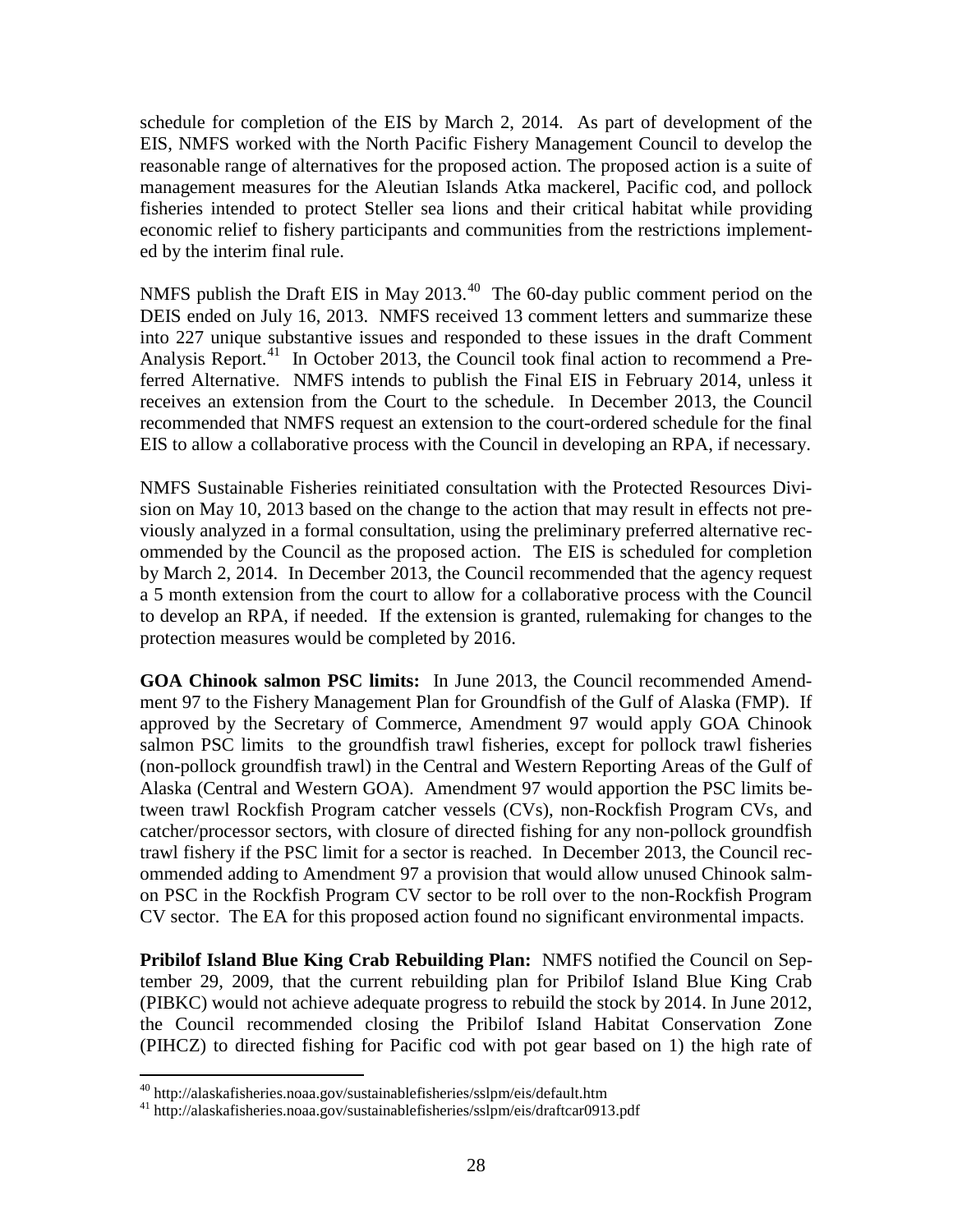schedule for completion of the EIS by March 2, 2014. As part of development of the EIS, NMFS worked with the North Pacific Fishery Management Council to develop the reasonable range of alternatives for the proposed action. The proposed action is a suite of management measures for the Aleutian Islands Atka mackerel, Pacific cod, and pollock fisheries intended to protect Steller sea lions and their critical habitat while providing economic relief to fishery participants and communities from the restrictions implemented by the interim final rule.

NMFS publish the Draft EIS in May 2013.[40] The 60-day public comment period on the DEIS ended on July 16, 2013. NMFS received 13 comment letters and summarize these into 227 unique substantive issues and responded to these issues in the draft Comment Analysis Report.[41] In October 2013, the Council took final action to recommend a Preferred Alternative. NMFS intends to publish the Final EIS in February 2014, unless it receives an extension from the Court to the schedule. In December 2013, the Council recommended that NMFS request an extension to the court-ordered schedule for the final EIS to allow a collaborative process with the Council in developing an RPA, if necessary.

NMFS Sustainable Fisheries reinitiated consultation with the Protected Resources Division on May 10, 2013 based on the change to the action that may result in effects not previously analyzed in a formal consultation, using the preliminary preferred alternative recommended by the Council as the proposed action. The EIS is scheduled for completion by March 2, 2014. In December 2013, the Council recommended that the agency request a 5 month extension from the court to allow for a collaborative process with the Council to develop an RPA, if needed. If the extension is granted, rulemaking for changes to the protection measures would be completed by 2016.

**GOA Chinook salmon PSC limits:** In June 2013, the Council recommended Amendment 97 to the Fishery Management Plan for Groundfish of the Gulf of Alaska (FMP). If approved by the Secretary of Commerce, Amendment 97 would apply GOA Chinook salmon PSC limits to the groundfish trawl fisheries, except for pollock trawl fisheries (non-pollock groundfish trawl) in the Central and Western Reporting Areas of the Gulf of Alaska (Central and Western GOA). Amendment 97 would apportion the PSC limits between trawl Rockfish Program catcher vessels (CVs), non-Rockfish Program CVs, and catcher/processor sectors, with closure of directed fishing for any non-pollock groundfish trawl fishery if the PSC limit for a sector is reached. In December 2013, the Council recommended adding to Amendment 97 a provision that would allow unused Chinook salmon PSC in the Rockfish Program CV sector to be roll over to the non-Rockfish Program CV sector. The EA for this proposed action found no significant environmental impacts.

**Pribilof Island Blue King Crab Rebuilding Plan:** NMFS notified the Council on September 29, 2009, that the current rebuilding plan for Pribilof Island Blue King Crab (PIBKC) would not achieve adequate progress to rebuild the stock by 2014. In June 2012, the Council recommended closing the Pribilof Island Habitat Conservation Zone (PIHCZ) to directed fishing for Pacific cod with pot gear based on 1) the high rate of

[40] http://alaskafisheries.noaa.gov/sustainablefisheries/sslpm/eis/default.htm
[41] http://alaskafisheries.noaa.gov/sustainablefisheries/sslpm/eis/draftcar0913.pdf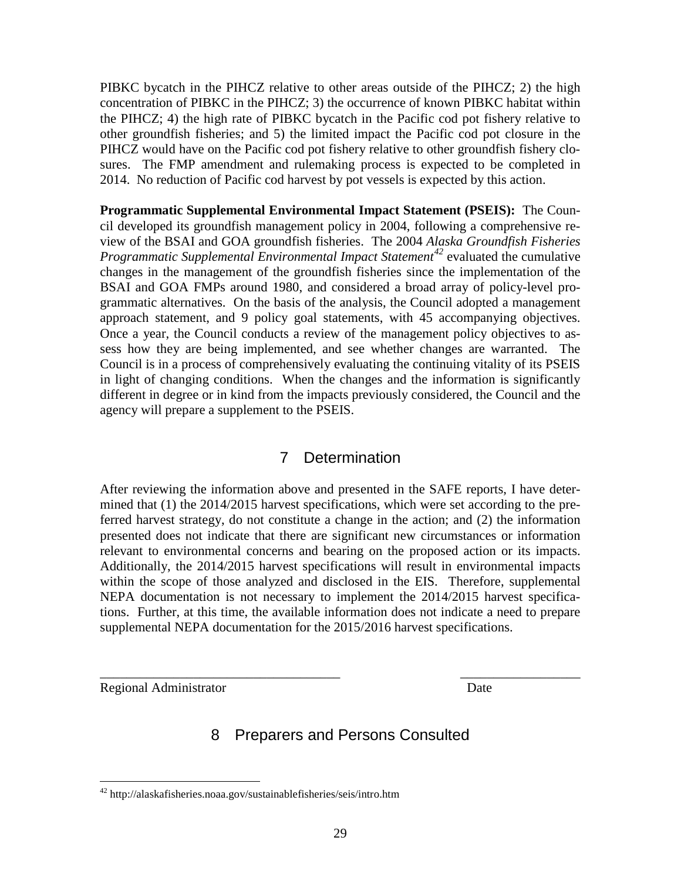PIBKC bycatch in the PIHCZ relative to other areas outside of the PIHCZ; 2) the high concentration of PIBKC in the PIHCZ; 3) the occurrence of known PIBKC habitat within the PIHCZ; 4) the high rate of PIBKC bycatch in the Pacific cod pot fishery relative to other groundfish fisheries; and 5) the limited impact the Pacific cod pot closure in the PIHCZ would have on the Pacific cod pot fishery relative to other groundfish fishery closures. The FMP amendment and rulemaking process is expected to be completed in 2014. No reduction of Pacific cod harvest by pot vessels is expected by this action.

**Programmatic Supplemental Environmental Impact Statement (PSEIS):** The Council developed its groundfish management policy in 2004, following a comprehensive review of the BSAI and GOA groundfish fisheries. The 2004 *Alaska Groundfish Fisheries Programmatic Supplemental Environmental Impact Statement*[42] evaluated the cumulative changes in the management of the groundfish fisheries since the implementation of the BSAI and GOA FMPs around 1980, and considered a broad array of policy-level programmatic alternatives. On the basis of the analysis, the Council adopted a management approach statement, and 9 policy goal statements, with 45 accompanying objectives. Once a year, the Council conducts a review of the management policy objectives to assess how they are being implemented, and see whether changes are warranted. The Council is in a process of comprehensively evaluating the continuing vitality of its PSEIS in light of changing conditions. When the changes and the information is significantly different in degree or in kind from the impacts previously considered, the Council and the agency will prepare a supplement to the PSEIS.

# 7 Determination

After reviewing the information above and presented in the SAFE reports, I have determined that (1) the 2014/2015 harvest specifications, which were set according to the preferred harvest strategy, do not constitute a change in the action; and (2) the information presented does not indicate that there are significant new circumstances or information relevant to environmental concerns and bearing on the proposed action or its impacts. Additionally, the 2014/2015 harvest specifications will result in environmental impacts within the scope of those analyzed and disclosed in the EIS. Therefore, supplemental NEPA documentation is not necessary to implement the 2014/2015 harvest specifications. Further, at this time, the available information does not indicate a need to prepare supplemental NEPA documentation for the 2015/2016 harvest specifications.

\_\_\_\_\_\_\_\_\_\_\_\_\_\_\_\_\_\_\_\_\_\_\_\_\_\_\_\_\_\_\_\_\_\_\_\_ \_\_\_\_\_\_\_\_\_\_\_\_\_\_\_\_\_\_

Regional Administrator Date

# 8 Preparers and Persons Consulted

[42] http://alaskafisheries.noaa.gov/sustainablefisheries/seis/intro.htm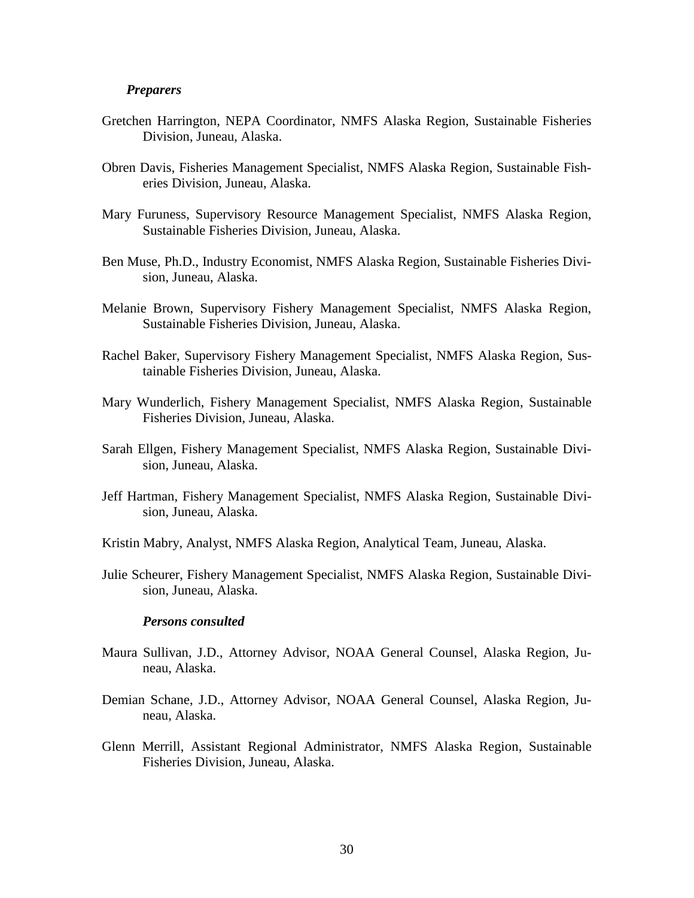***Preparers***

Gretchen Harrington, NEPA Coordinator, NMFS Alaska Region, Sustainable Fisheries Division, Juneau, Alaska.

Obren Davis, Fisheries Management Specialist, NMFS Alaska Region, Sustainable Fisheries Division, Juneau, Alaska.

Mary Furuness, Supervisory Resource Management Specialist, NMFS Alaska Region, Sustainable Fisheries Division, Juneau, Alaska.

Ben Muse, Ph.D., Industry Economist, NMFS Alaska Region, Sustainable Fisheries Division, Juneau, Alaska.

Melanie Brown, Supervisory Fishery Management Specialist, NMFS Alaska Region, Sustainable Fisheries Division, Juneau, Alaska.

Rachel Baker, Supervisory Fishery Management Specialist, NMFS Alaska Region, Sustainable Fisheries Division, Juneau, Alaska.

Mary Wunderlich, Fishery Management Specialist, NMFS Alaska Region, Sustainable Fisheries Division, Juneau, Alaska.

Sarah Ellgen, Fishery Management Specialist, NMFS Alaska Region, Sustainable Division, Juneau, Alaska.

Jeff Hartman, Fishery Management Specialist, NMFS Alaska Region, Sustainable Division, Juneau, Alaska.

Kristin Mabry, Analyst, NMFS Alaska Region, Analytical Team, Juneau, Alaska.

Julie Scheurer, Fishery Management Specialist, NMFS Alaska Region, Sustainable Division, Juneau, Alaska.

***Persons consulted***

Maura Sullivan, J.D., Attorney Advisor, NOAA General Counsel, Alaska Region, Juneau, Alaska.

Demian Schane, J.D., Attorney Advisor, NOAA General Counsel, Alaska Region, Juneau, Alaska.

Glenn Merrill, Assistant Regional Administrator, NMFS Alaska Region, Sustainable Fisheries Division, Juneau, Alaska.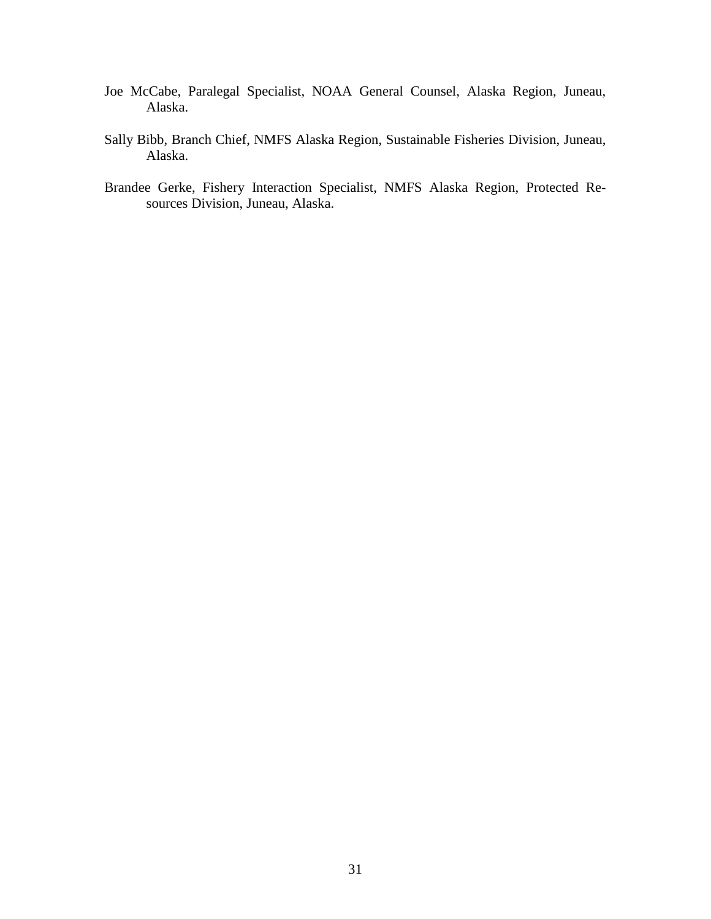Joe McCabe, Paralegal Specialist, NOAA General Counsel, Alaska Region, Juneau, Alaska.

Sally Bibb, Branch Chief, NMFS Alaska Region, Sustainable Fisheries Division, Juneau, Alaska.

Brandee Gerke, Fishery Interaction Specialist, NMFS Alaska Region, Protected Resources Division, Juneau, Alaska.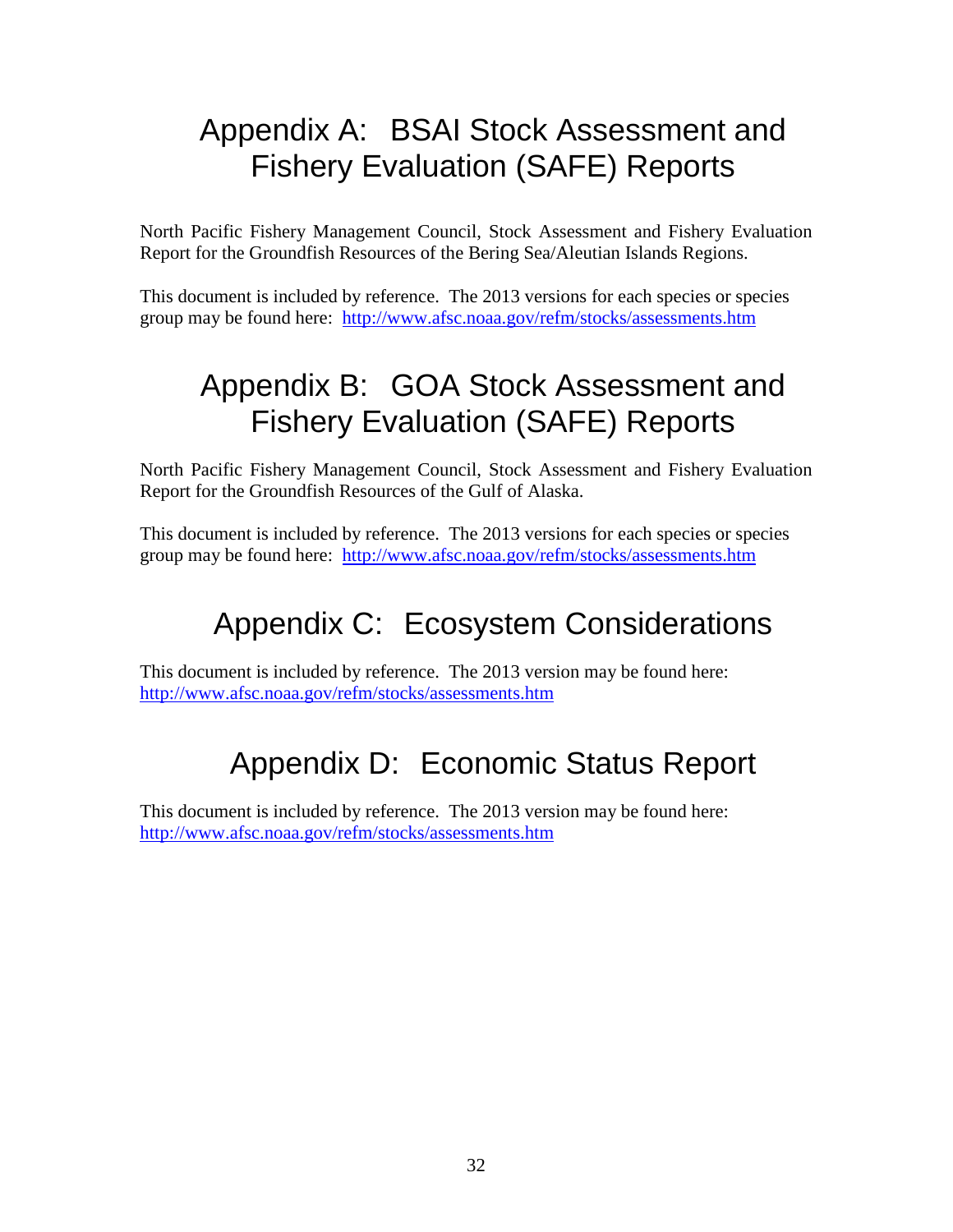# Appendix A: BSAI Stock Assessment and Fishery Evaluation (SAFE) Reports

North Pacific Fishery Management Council, Stock Assessment and Fishery Evaluation Report for the Groundfish Resources of the Bering Sea/Aleutian Islands Regions.

This document is included by reference. The 2013 versions for each species or species group may be found here: http://www.afsc.noaa.gov/refm/stocks/assessments.htm

# Appendix B: GOA Stock Assessment and Fishery Evaluation (SAFE) Reports

North Pacific Fishery Management Council, Stock Assessment and Fishery Evaluation Report for the Groundfish Resources of the Gulf of Alaska.

This document is included by reference. The 2013 versions for each species or species group may be found here: http://www.afsc.noaa.gov/refm/stocks/assessments.htm

# Appendix C: Ecosystem Considerations

This document is included by reference. The 2013 version may be found here: http://www.afsc.noaa.gov/refm/stocks/assessments.htm

# Appendix D: Economic Status Report

This document is included by reference. The 2013 version may be found here: http://www.afsc.noaa.gov/refm/stocks/assessments.htm